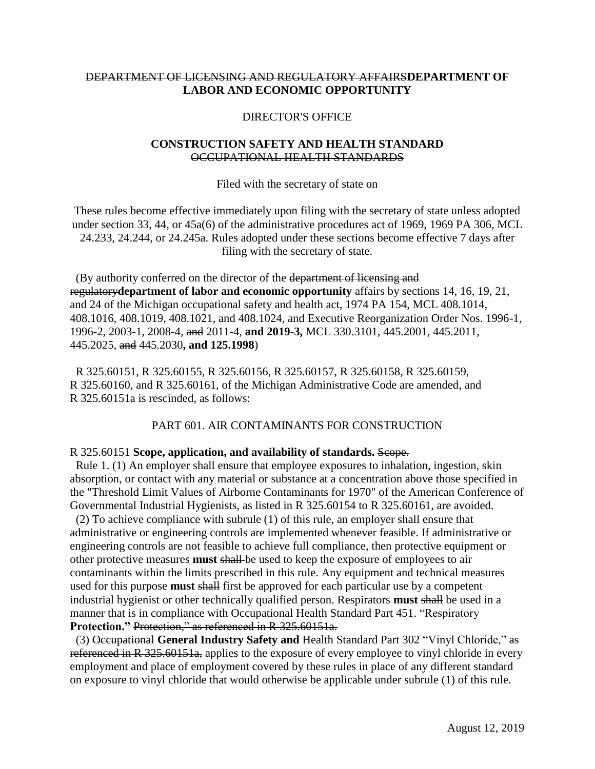~~DEPARTMENT OF LICENSING AND REGULATORY AFFAIRS~~**DEPARTMENT OF LABOR AND ECONOMIC OPPORTUNITY**

DIRECTOR'S OFFICE

**CONSTRUCTION SAFETY AND HEALTH STANDARD**
~~OCCUPATIONAL HEALTH STANDARDS~~

Filed with the secretary of state on

These rules become effective immediately upon filing with the secretary of state unless adopted under section 33, 44, or 45a(6) of the administrative procedures act of 1969, 1969 PA 306, MCL 24.233, 24.244, or 24.245a. Rules adopted under these sections become effective 7 days after filing with the secretary of state.

(By authority conferred on the director of the ~~department of licensing and regulatory~~**department of labor and economic opportunity** affairs by sections 14, 16, 19, 21, and 24 of the Michigan occupational safety and health act, 1974 PA 154, MCL 408.1014, 408.1016, 408.1019, 408.1021, and 408.1024, and Executive Reorganization Order Nos. 1996-1, 1996-2, 2003-1, 2008-4, ~~and~~ 2011-4, **and 2019-3,** MCL 330.3101, 445.2001, 445.2011, 445.2025, ~~and~~ 445.2030**, and 125.1998**)

R 325.60151, R 325.60155, R 325.60156, R 325.60157, R 325.60158, R 325.60159, R 325.60160, and R 325.60161, of the Michigan Administrative Code are amended, and R 325.60151a is rescinded, as follows:

PART 601. AIR CONTAMINANTS FOR CONSTRUCTION

R 325.60151 **Scope, application, and availability of standards.** ~~Scope.~~

Rule 1. (1) An employer shall ensure that employee exposures to inhalation, ingestion, skin absorption, or contact with any material or substance at a concentration above those specified in the "Threshold Limit Values of Airborne Contaminants for 1970" of the American Conference of Governmental Industrial Hygienists, as listed in R 325.60154 to R 325.60161, are avoided.

(2) To achieve compliance with subrule (1) of this rule, an employer shall ensure that administrative or engineering controls are implemented whenever feasible. If administrative or engineering controls are not feasible to achieve full compliance, then protective equipment or other protective measures **must** ~~shall~~ be used to keep the exposure of employees to air contaminants within the limits prescribed in this rule. Any equipment and technical measures used for this purpose **must** ~~shall~~ first be approved for each particular use by a competent industrial hygienist or other technically qualified person. Respirators **must** ~~shall~~ be used in a manner that is in compliance with Occupational Health Standard Part 451. "Respiratory **Protection."** ~~Protection," as referenced in R 325.60151a.~~

(3) ~~Occupational~~ **General Industry Safety and** Health Standard Part 302 "Vinyl Chloride," ~~as referenced in R 325.60151a,~~ applies to the exposure of every employee to vinyl chloride in every employment and place of employment covered by these rules in place of any different standard on exposure to vinyl chloride that would otherwise be applicable under subrule (1) of this rule.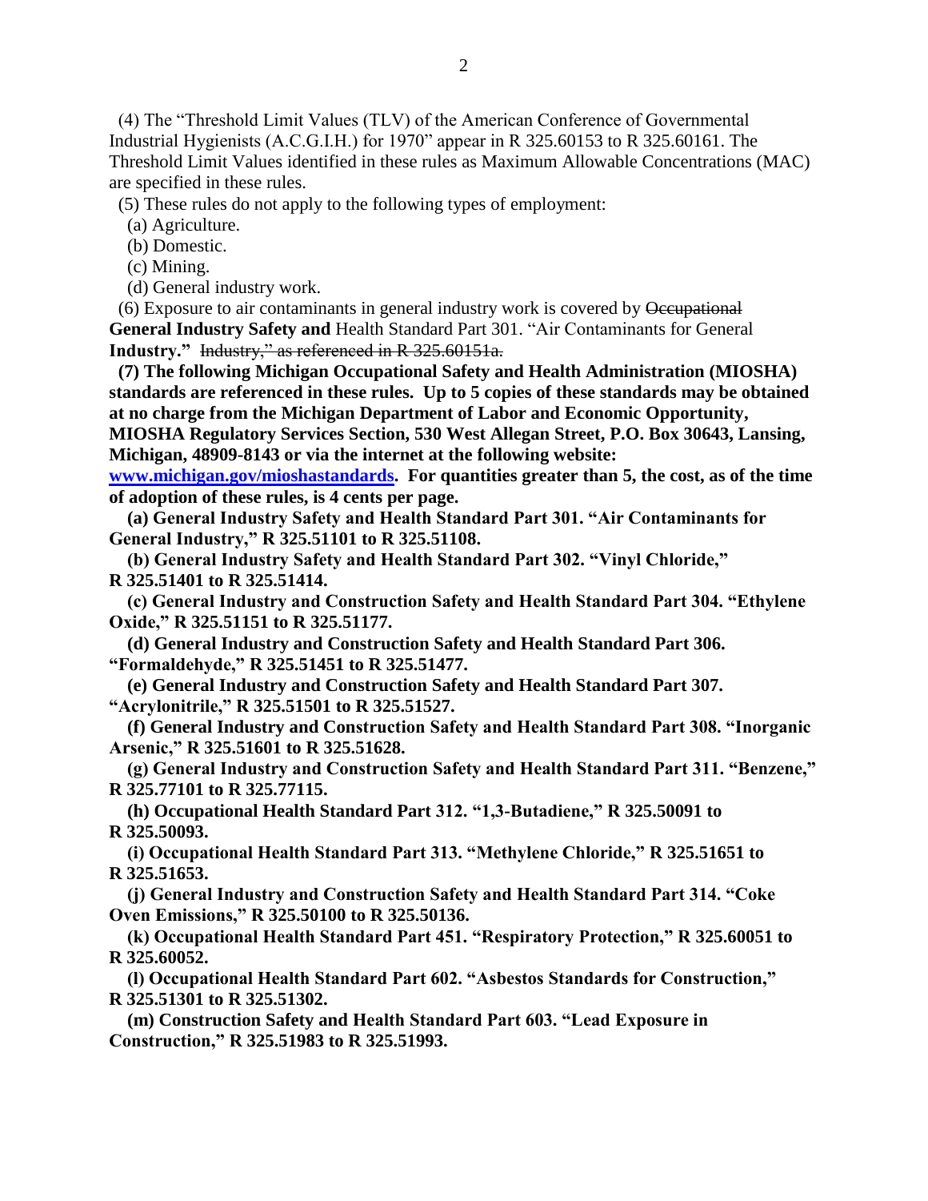(4) The "Threshold Limit Values (TLV) of the American Conference of Governmental Industrial Hygienists (A.C.G.I.H.) for 1970" appear in R 325.60153 to R 325.60161. The Threshold Limit Values identified in these rules as Maximum Allowable Concentrations (MAC) are specified in these rules.

(5) These rules do not apply to the following types of employment:

(a) Agriculture.

(b) Domestic.

(c) Mining.

(d) General industry work.

(6) Exposure to air contaminants in general industry work is covered by ~~Occupational~~ **General Industry Safety and** Health Standard Part 301. "Air Contaminants for General **Industry."** ~~Industry," as referenced in R 325.60151a.~~

**(7) The following Michigan Occupational Safety and Health Administration (MIOSHA) standards are referenced in these rules. Up to 5 copies of these standards may be obtained at no charge from the Michigan Department of Labor and Economic Opportunity, MIOSHA Regulatory Services Section, 530 West Allegan Street, P.O. Box 30643, Lansing, Michigan, 48909-8143 or via the internet at the following website: [www.michigan.gov/mioshastandards](http://www.michigan.gov/mioshastandards). For quantities greater than 5, the cost, as of the time of adoption of these rules, is 4 cents per page.**

**(a) General Industry Safety and Health Standard Part 301. "Air Contaminants for General Industry," R 325.51101 to R 325.51108.**

**(b) General Industry Safety and Health Standard Part 302. "Vinyl Chloride," R 325.51401 to R 325.51414.**

**(c) General Industry and Construction Safety and Health Standard Part 304. "Ethylene Oxide," R 325.51151 to R 325.51177.**

**(d) General Industry and Construction Safety and Health Standard Part 306. "Formaldehyde," R 325.51451 to R 325.51477.**

**(e) General Industry and Construction Safety and Health Standard Part 307. "Acrylonitrile," R 325.51501 to R 325.51527.**

**(f) General Industry and Construction Safety and Health Standard Part 308. "Inorganic Arsenic," R 325.51601 to R 325.51628.**

**(g) General Industry and Construction Safety and Health Standard Part 311. "Benzene," R 325.77101 to R 325.77115.**

**(h) Occupational Health Standard Part 312. "1,3-Butadiene," R 325.50091 to R 325.50093.**

**(i) Occupational Health Standard Part 313. "Methylene Chloride," R 325.51651 to R 325.51653.**

**(j) General Industry and Construction Safety and Health Standard Part 314. "Coke Oven Emissions," R 325.50100 to R 325.50136.**

**(k) Occupational Health Standard Part 451. "Respiratory Protection," R 325.60051 to R 325.60052.**

**(l) Occupational Health Standard Part 602. "Asbestos Standards for Construction," R 325.51301 to R 325.51302.**

**(m) Construction Safety and Health Standard Part 603. "Lead Exposure in Construction," R 325.51983 to R 325.51993.**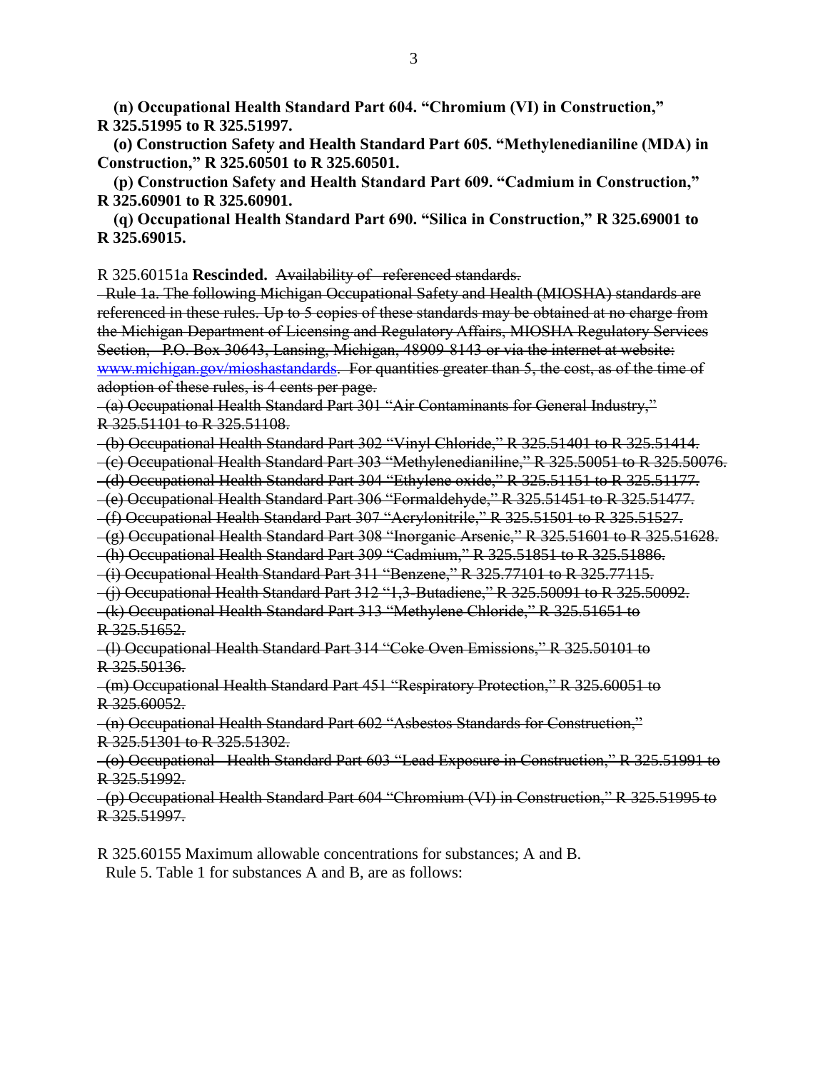**(n) Occupational Health Standard Part 604. "Chromium (VI) in Construction," R 325.51995 to R 325.51997.**

**(o) Construction Safety and Health Standard Part 605. "Methylenedianiline (MDA) in Construction," R 325.60501 to R 325.60501.**

**(p) Construction Safety and Health Standard Part 609. "Cadmium in Construction," R 325.60901 to R 325.60901.**

**(q) Occupational Health Standard Part 690. "Silica in Construction," R 325.69001 to R 325.69015.**

R 325.60151a **Rescinded.** ~~Availability of referenced standards.~~

~~Rule 1a. The following Michigan Occupational Safety and Health (MIOSHA) standards are referenced in these rules. Up to 5 copies of these standards may be obtained at no charge from the Michigan Department of Licensing and Regulatory Affairs, MIOSHA Regulatory Services Section, P.O. Box 30643, Lansing, Michigan, 48909-8143 or via the internet at website: www.michigan.gov/mioshastandards. For quantities greater than 5, the cost, as of the time of adoption of these rules, is 4 cents per page.~~

~~(a) Occupational Health Standard Part 301 "Air Contaminants for General Industry," R 325.51101 to R 325.51108.~~

~~(b) Occupational Health Standard Part 302 "Vinyl Chloride," R 325.51401 to R 325.51414.~~

~~(c) Occupational Health Standard Part 303 "Methylenedianiline," R 325.50051 to R 325.50076.~~

~~(d) Occupational Health Standard Part 304 "Ethylene oxide," R 325.51151 to R 325.51177.~~

~~(e) Occupational Health Standard Part 306 "Formaldehyde," R 325.51451 to R 325.51477.~~

~~(f) Occupational Health Standard Part 307 "Acrylonitrile," R 325.51501 to R 325.51527.~~

~~(g) Occupational Health Standard Part 308 "Inorganic Arsenic," R 325.51601 to R 325.51628.~~

~~(h) Occupational Health Standard Part 309 "Cadmium," R 325.51851 to R 325.51886.~~

~~(i) Occupational Health Standard Part 311 "Benzene," R 325.77101 to R 325.77115.~~

~~(j) Occupational Health Standard Part 312 "1,3-Butadiene," R 325.50091 to R 325.50092.~~

~~(k) Occupational Health Standard Part 313 "Methylene Chloride," R 325.51651 to R 325.51652.~~

~~(l) Occupational Health Standard Part 314 "Coke Oven Emissions," R 325.50101 to R 325.50136.~~

~~(m) Occupational Health Standard Part 451 "Respiratory Protection," R 325.60051 to R 325.60052.~~

~~(n) Occupational Health Standard Part 602 "Asbestos Standards for Construction," R 325.51301 to R 325.51302.~~

~~(o) Occupational Health Standard Part 603 "Lead Exposure in Construction," R 325.51991 to R 325.51992.~~

~~(p) Occupational Health Standard Part 604 "Chromium (VI) in Construction," R 325.51995 to R 325.51997.~~

R 325.60155 Maximum allowable concentrations for substances; A and B.

Rule 5. Table 1 for substances A and B, are as follows: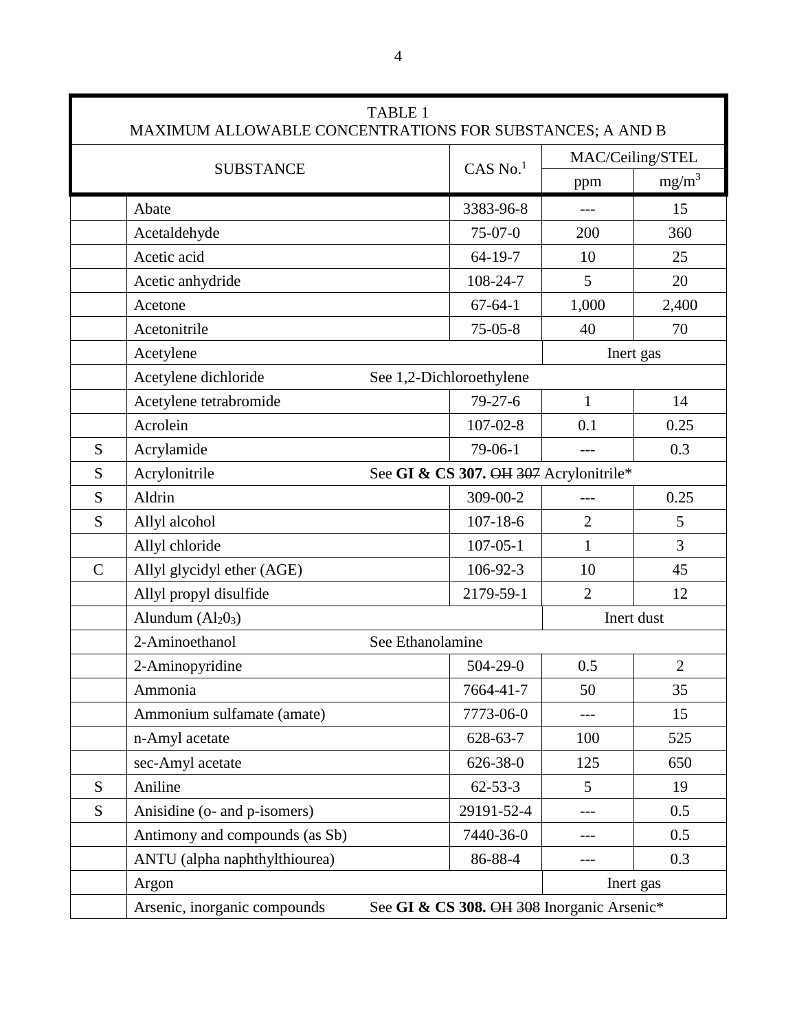| TABLE 1<br>MAXIMUM ALLOWABLE CONCENTRATIONS FOR SUBSTANCES; A AND B | | | | |
|---|---|---|---|---|
| SUBSTANCE | | CAS No.[1] | MAC/Ceiling/STEL | |
| | | | ppm | $mg/m^3$ |
| | Abate | 3383-96-8 | --- | 15 |
| | Acetaldehyde | 75-07-0 | 200 | 360 |
| | Acetic acid | 64-19-7 | 10 | 25 |
| | Acetic anhydride | 108-24-7 | 5 | 20 |
| | Acetone | 67-64-1 | 1,000 | 2,400 |
| | Acetonitrile | 75-05-8 | 40 | 70 |
| | Acetylene | | Inert gas | |
| | Acetylene dichloride | See 1,2-Dichloroethylene | | |
| | Acetylene tetrabromide | 79-27-6 | 1 | 14 |
| | Acrolein | 107-02-8 | 0.1 | 0.25 |
| S | Acrylamide | 79-06-1 | --- | 0.3 |
| S | Acrylonitrile | See **GI & CS 307.** ~~OH~~ ~~307~~ Acrylonitrile* | | |
| S | Aldrin | 309-00-2 | --- | 0.25 |
| S | Allyl alcohol | 107-18-6 | 2 | 5 |
| | Allyl chloride | 107-05-1 | 1 | 3 |
| C | Allyl glycidyl ether (AGE) | 106-92-3 | 10 | 45 |
| | Allyl propyl disulfide | 2179-59-1 | 2 | 12 |
| | Alundum ($Al_20_3$) | | Inert dust | |
| | 2-Aminoethanol | See Ethanolamine | | |
| | 2-Aminopyridine | 504-29-0 | 0.5 | 2 |
| | Ammonia | 7664-41-7 | 50 | 35 |
| | Ammonium sulfamate (amate) | 7773-06-0 | --- | 15 |
| | n-Amyl acetate | 628-63-7 | 100 | 525 |
| | sec-Amyl acetate | 626-38-0 | 125 | 650 |
| S | Aniline | 62-53-3 | 5 | 19 |
| S | Anisidine (o- and p-isomers) | 29191-52-4 | --- | 0.5 |
| | Antimony and compounds (as Sb) | 7440-36-0 | --- | 0.5 |
| | ANTU (alpha naphthylthiourea) | 86-88-4 | --- | 0.3 |
| | Argon | | Inert gas | |
| | Arsenic, inorganic compounds | See **GI & CS 308.** ~~OH~~ ~~308~~ Inorganic Arsenic* | | |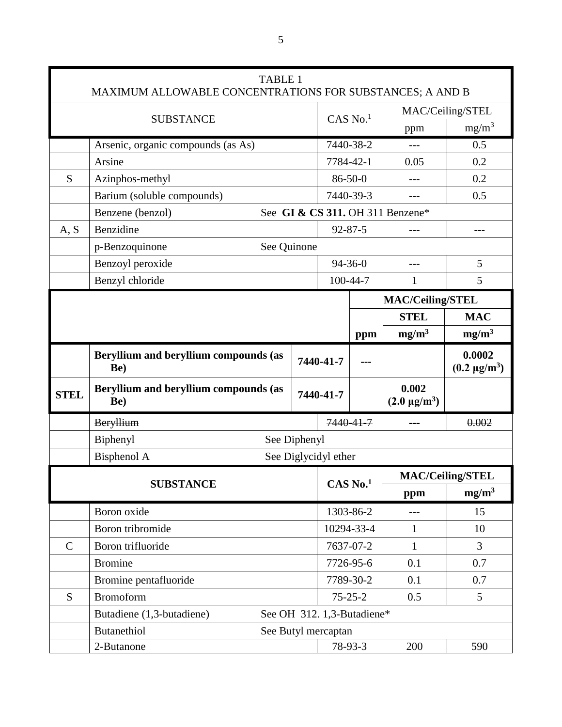| TABLE 1<br>MAXIMUM ALLOWABLE CONCENTRATIONS FOR SUBSTANCES; A AND B | | | | |
|---|---|---|---|---|
| SUBSTANCE | | CAS No.[1] | MAC/Ceiling/STEL | |
| | | | ppm | $mg/m^3$ |
| | Arsenic, organic compounds (as As) | 7440-38-2 | --- | 0.5 |
| | Arsine | 7784-42-1 | 0.05 | 0.2 |
| S | Azinphos-methyl | 86-50-0 | --- | 0.2 |
| | Barium (soluble compounds) | 7440-39-3 | --- | 0.5 |
| | Benzene (benzol) | See **GI & CS 311.** ~~OH 311~~ Benzene* | | |
| A, S | Benzidine | 92-87-5 | --- | --- |
| | p-Benzoquinone | See Quinone | | |
| | Benzoyl peroxide | 94-36-0 | --- | 5 |
| | Benzyl chloride | 100-44-7 | 1 | 5 |

| | | | **MAC/Ceiling/STEL** | | |
|---|---|---|---|---|---|
| | | | | **STEL** | **MAC** |
| | | | **ppm** | **$mg/m^3$** | **$mg/m^3$** |
| | **Beryllium and beryllium compounds (as Be)** | **7440-41-7** | **---** | | **0.0002 ($0.2\ \mu g/m^3$)** |
| **STEL** | **Beryllium and beryllium compounds (as Be)** | **7440-41-7** | | **0.002 ($2.0\ \mu g/m^3$)** | |

| | | | | |
|---|---|---|---|---|
| | ~~Beryllium~~ | ~~7440-41-7~~ | ~~---~~ | ~~0.002~~ |
| | Biphenyl | See Diphenyl | | |
| | Bisphenol A | See Diglycidyl ether | | |

| **SUBSTANCE** | | **CAS No.[1]** | **MAC/Ceiling/STEL** | |
|---|---|---|---|---|
| | | | **ppm** | **$mg/m^3$** |
| | Boron oxide | 1303-86-2 | --- | 15 |
| | Boron tribromide | 10294-33-4 | 1 | 10 |
| C | Boron trifluoride | 7637-07-2 | 1 | 3 |
| | Bromine | 7726-95-6 | 0.1 | 0.7 |
| | Bromine pentafluoride | 7789-30-2 | 0.1 | 0.7 |
| S | Bromoform | 75-25-2 | 0.5 | 5 |
| | Butadiene (1,3-butadiene) | See OH 312. 1,3-Butadiene* | | |
| | Butanethiol | See Butyl mercaptan | | |
| | 2-Butanone | 78-93-3 | 200 | 590 |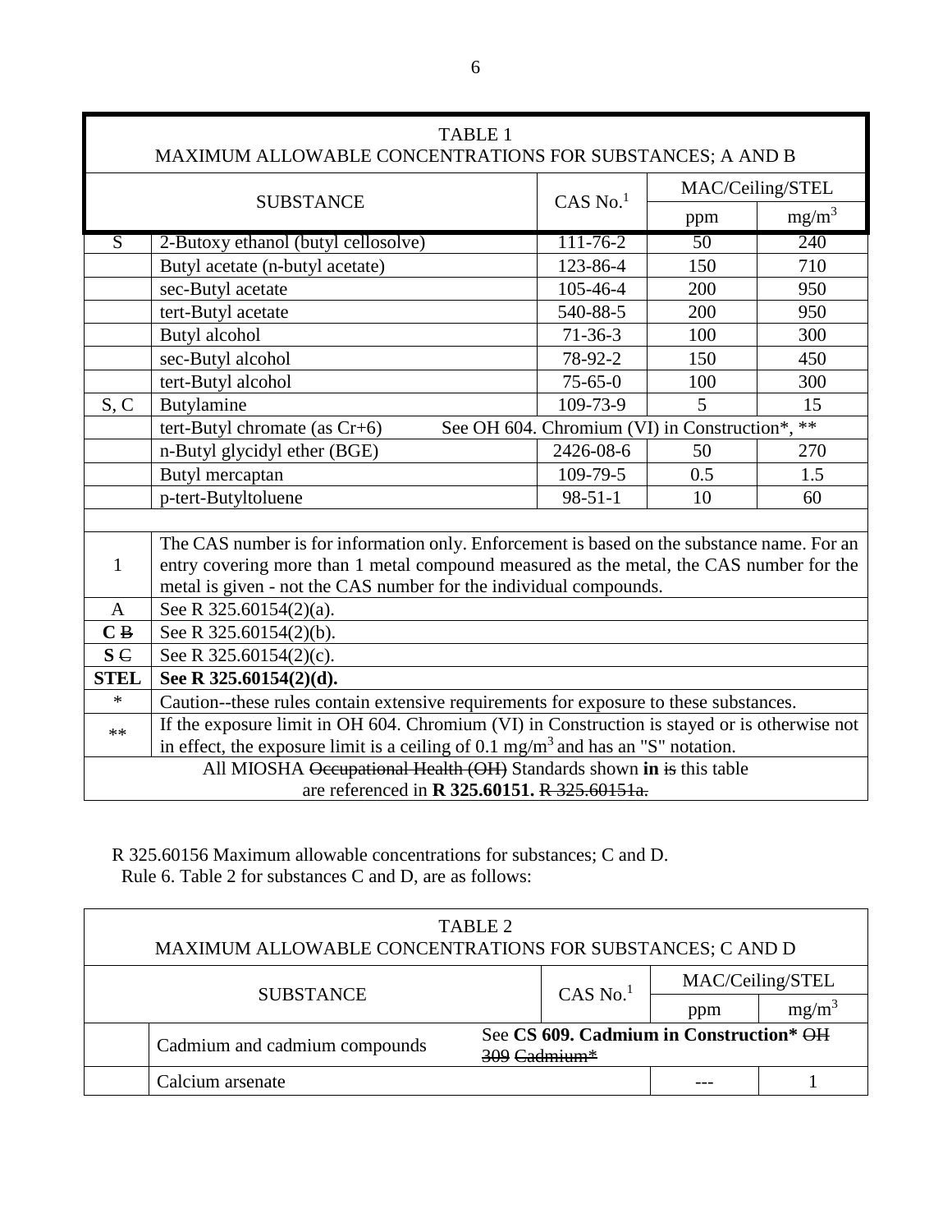| TABLE 1<br>MAXIMUM ALLOWABLE CONCENTRATIONS FOR SUBSTANCES; A AND B | | | | |
|---|---|---|---|---|
| SUBSTANCE | | CAS No.[1] | MAC/Ceiling/STEL | |
| | | | ppm | $mg/m^3$ |
| S | 2-Butoxy ethanol (butyl cellosolve) | 111-76-2 | 50 | 240 |
| | Butyl acetate (n-butyl acetate) | 123-86-4 | 150 | 710 |
| | sec-Butyl acetate | 105-46-4 | 200 | 950 |
| | tert-Butyl acetate | 540-88-5 | 200 | 950 |
| | Butyl alcohol | 71-36-3 | 100 | 300 |
| | sec-Butyl alcohol | 78-92-2 | 150 | 450 |
| | tert-Butyl alcohol | 75-65-0 | 100 | 300 |
| S, C | Butylamine | 109-73-9 | 5 | 15 |
| | tert-Butyl chromate (as Cr+6) | See OH 604. Chromium (VI) in Construction*, ** | | |
| | n-Butyl glycidyl ether (BGE) | 2426-08-6 | 50 | 270 |
| | Butyl mercaptan | 109-79-5 | 0.5 | 1.5 |
| | p-tert-Butyltoluene | 98-51-1 | 10 | 60 |
| | | | | |
| 1 | The CAS number is for information only. Enforcement is based on the substance name. For an entry covering more than 1 metal compound measured as the metal, the CAS number for the metal is given - not the CAS number for the individual compounds. | | | |
| A | See R 325.60154(2)(a). | | | |
| **C** ~~B~~ | See R 325.60154(2)(b). | | | |
| **S** ~~C~~ | See R 325.60154(2)(c). | | | |
| **STEL** | **See R 325.60154(2)(d).** | | | |
| * | Caution--these rules contain extensive requirements for exposure to these substances. | | | |
| ** | If the exposure limit in OH 604. Chromium (VI) in Construction is stayed or is otherwise not in effect, the exposure limit is a ceiling of 0.1 $mg/m^3$ and has an "S" notation. | | | |
| All MIOSHA ~~Occupational Health (OH)~~ Standards shown **in** ~~is~~ this table are referenced in **R 325.60151.** ~~R 325.60151a.~~ | | | | |

R 325.60156 Maximum allowable concentrations for substances; C and D.
Rule 6. Table 2 for substances C and D, are as follows:

| TABLE 2<br>MAXIMUM ALLOWABLE CONCENTRATIONS FOR SUBSTANCES; C AND D | | | | |
|---|---|---|---|---|
| SUBSTANCE | | CAS No.[1] | MAC/Ceiling/STEL | |
| | | | ppm | $mg/m^3$ |
| | Cadmium and cadmium compounds | See **CS 609. Cadmium in Construction*** ~~OH 309 Cadmium*~~ | | |
| | Calcium arsenate | | --- | 1 |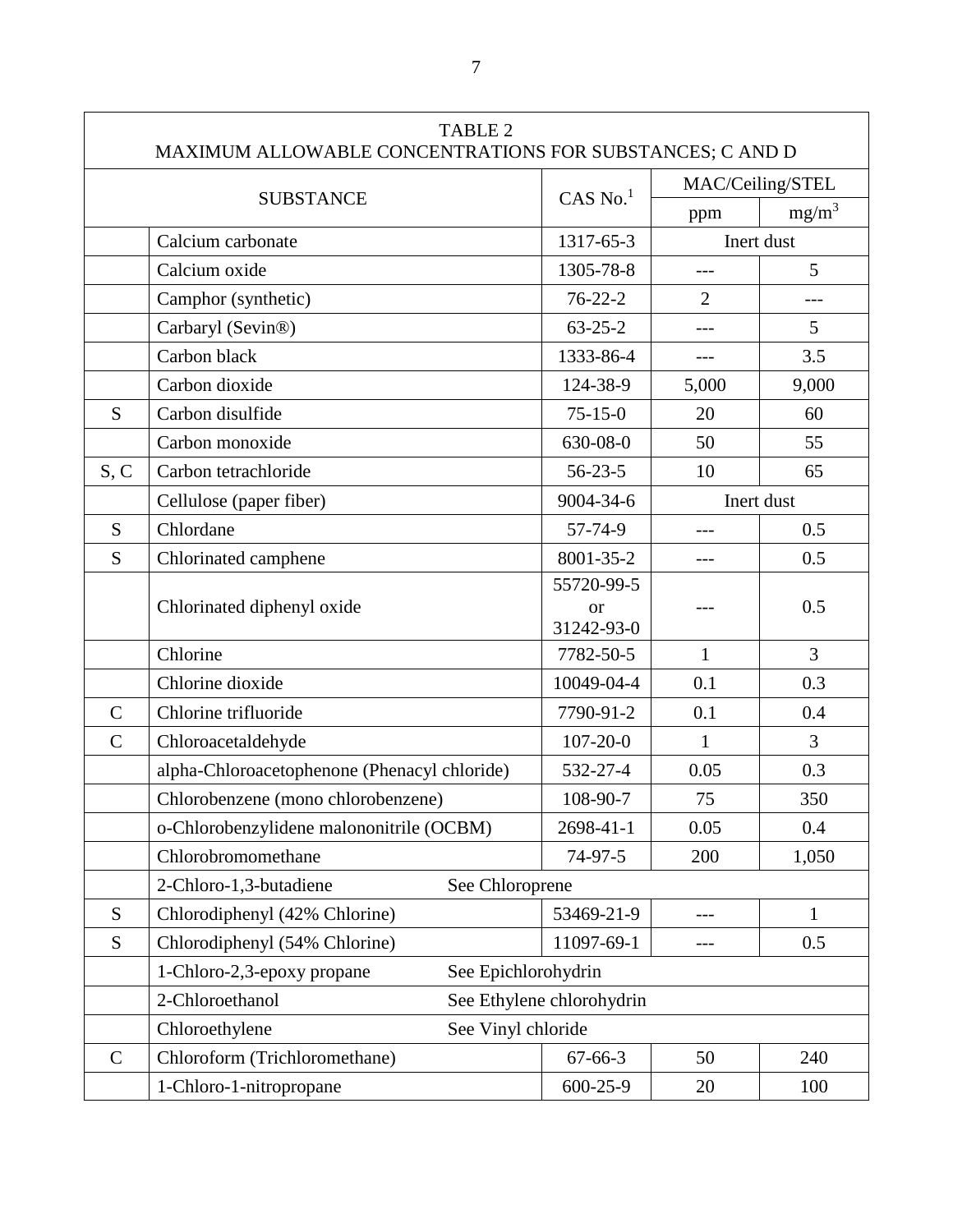| TABLE 2<br>MAXIMUM ALLOWABLE CONCENTRATIONS FOR SUBSTANCES; C AND D | | | | |
|---|---|---|---|---|
| SUBSTANCE | | CAS No.[1] | MAC/Ceiling/STEL | |
| | | | ppm | $mg/m^3$ |
| | Calcium carbonate | 1317-65-3 | Inert dust | |
| | Calcium oxide | 1305-78-8 | --- | 5 |
| | Camphor (synthetic) | 76-22-2 | 2 | --- |
| | Carbaryl (Sevin®) | 63-25-2 | --- | 5 |
| | Carbon black | 1333-86-4 | --- | 3.5 |
| | Carbon dioxide | 124-38-9 | 5,000 | 9,000 |
| S | Carbon disulfide | 75-15-0 | 20 | 60 |
| | Carbon monoxide | 630-08-0 | 50 | 55 |
| S, C | Carbon tetrachloride | 56-23-5 | 10 | 65 |
| | Cellulose (paper fiber) | 9004-34-6 | Inert dust | |
| S | Chlordane | 57-74-9 | --- | 0.5 |
| S | Chlorinated camphene | 8001-35-2 | --- | 0.5 |
| | Chlorinated diphenyl oxide | 55720-99-5 or 31242-93-0 | --- | 0.5 |
| | Chlorine | 7782-50-5 | 1 | 3 |
| | Chlorine dioxide | 10049-04-4 | 0.1 | 0.3 |
| C | Chlorine trifluoride | 7790-91-2 | 0.1 | 0.4 |
| C | Chloroacetaldehyde | 107-20-0 | 1 | 3 |
| | alpha-Chloroacetophenone (Phenacyl chloride) | 532-27-4 | 0.05 | 0.3 |
| | Chlorobenzene (mono chlorobenzene) | 108-90-7 | 75 | 350 |
| | o-Chlorobenzylidene malononitrile (OCBM) | 2698-41-1 | 0.05 | 0.4 |
| | Chlorobromomethane | 74-97-5 | 200 | 1,050 |
| | 2-Chloro-1,3-butadiene | See Chloroprene | | |
| S | Chlorodiphenyl (42% Chlorine) | 53469-21-9 | --- | 1 |
| S | Chlorodiphenyl (54% Chlorine) | 11097-69-1 | --- | 0.5 |
| | 1-Chloro-2,3-epoxy propane | See Epichlorohydrin | | |
| | 2-Chloroethanol | See Ethylene chlorohydrin | | |
| | Chloroethylene | See Vinyl chloride | | |
| C | Chloroform (Trichloromethane) | 67-66-3 | 50 | 240 |
| | 1-Chloro-1-nitropropane | 600-25-9 | 20 | 100 |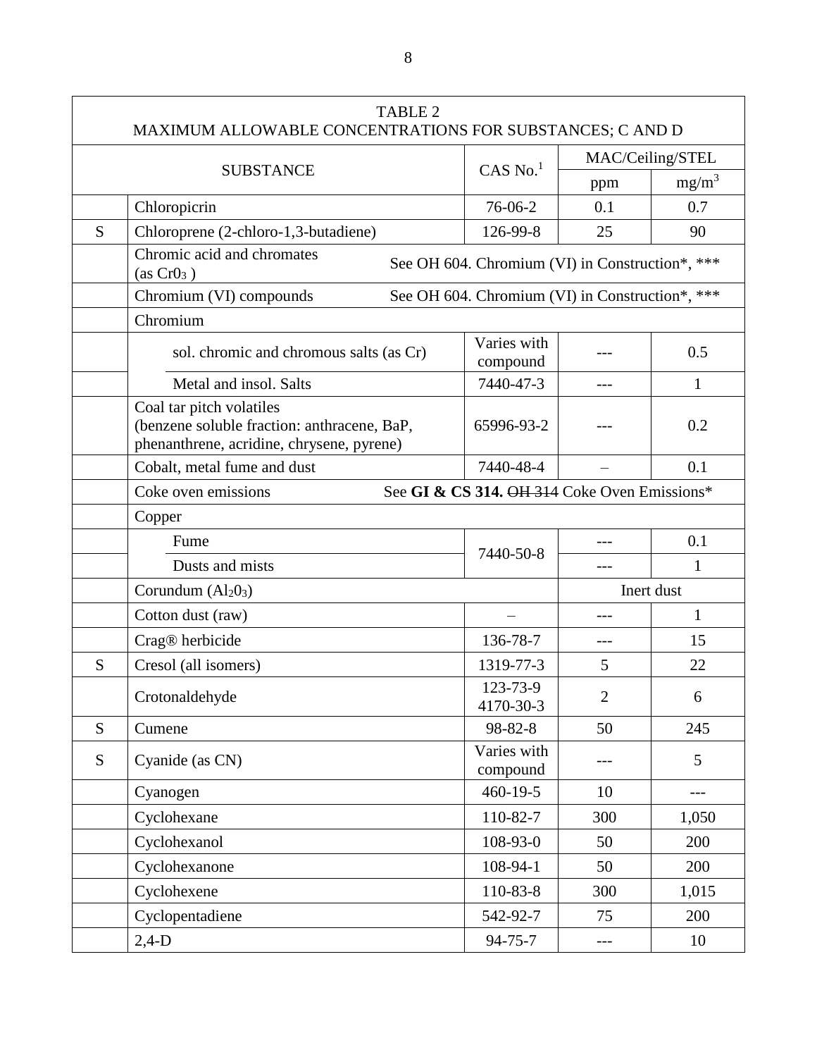| TABLE 2<br>MAXIMUM ALLOWABLE CONCENTRATIONS FOR SUBSTANCES; C AND D | | | | |
|---|---|---|---|---|
| SUBSTANCE | | CAS No.[1] | MAC/Ceiling/STEL | |
| | | | ppm | $mg/m^3$ |
| | Chloropicrin | 76-06-2 | 0.1 | 0.7 |
| S | Chloroprene (2-chloro-1,3-butadiene) | 126-99-8 | 25 | 90 |
| | Chromic acid and chromates (as $CrO_3$ ) | See OH 604. Chromium (VI) in Construction*, *** | | |
| | Chromium (VI) compounds | See OH 604. Chromium (VI) in Construction*, *** | | |
| | Chromium | | | |
| | sol. chromic and chromous salts (as Cr) | Varies with compound | --- | 0.5 |
| | Metal and insol. Salts | 7440-47-3 | --- | 1 |
| | Coal tar pitch volatiles (benzene soluble fraction: anthracene, BaP, phenanthrene, acridine, chrysene, pyrene) | 65996-93-2 | --- | 0.2 |
| | Cobalt, metal fume and dust | 7440-48-4 | – | 0.1 |
| | Coke oven emissions | See **GI & CS 314.** ~~OH 314~~ Coke Oven Emissions* | | |
| | Copper | | | |
| | Fume | 7440-50-8 | --- | 0.1 |
| | Dusts and mists | 7440-50-8 | --- | 1 |
| | Corundum ($Al_2O_3$) | | Inert dust | |
| | Cotton dust (raw) | – | --- | 1 |
| | Crag® herbicide | 136-78-7 | --- | 15 |
| S | Cresol (all isomers) | 1319-77-3 | 5 | 22 |
| | Crotonaldehyde | 123-73-9<br>4170-30-3 | 2 | 6 |
| S | Cumene | 98-82-8 | 50 | 245 |
| S | Cyanide (as CN) | Varies with compound | --- | 5 |
| | Cyanogen | 460-19-5 | 10 | --- |
| | Cyclohexane | 110-82-7 | 300 | 1,050 |
| | Cyclohexanol | 108-93-0 | 50 | 200 |
| | Cyclohexanone | 108-94-1 | 50 | 200 |
| | Cyclohexene | 110-83-8 | 300 | 1,015 |
| | Cyclopentadiene | 542-92-7 | 75 | 200 |
| | 2,4-D | 94-75-7 | --- | 10 |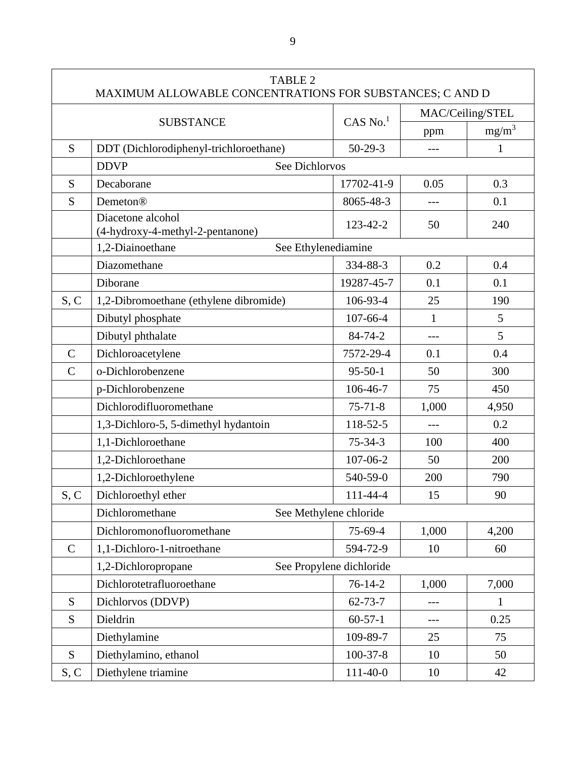| TABLE 2<br>MAXIMUM ALLOWABLE CONCENTRATIONS FOR SUBSTANCES; C AND D | | | | |
|---|---|---|---|---|
| SUBSTANCE | | CAS No.[1] | MAC/Ceiling/STEL | |
| | | | ppm | $mg/m^3$ |
| S | DDT (Dichlorodiphenyl-trichloroethane) | 50-29-3 | --- | 1 |
| | DDVP See Dichlorvos | | | |
| S | Decaborane | 17702-41-9 | 0.05 | 0.3 |
| S | Demeton® | 8065-48-3 | --- | 0.1 |
| | Diacetone alcohol (4-hydroxy-4-methyl-2-pentanone) | 123-42-2 | 50 | 240 |
| | 1,2-Diainoethane See Ethylenediamine | | | |
| | Diazomethane | 334-88-3 | 0.2 | 0.4 |
| | Diborane | 19287-45-7 | 0.1 | 0.1 |
| S, C | 1,2-Dibromoethane (ethylene dibromide) | 106-93-4 | 25 | 190 |
| | Dibutyl phosphate | 107-66-4 | 1 | 5 |
| | Dibutyl phthalate | 84-74-2 | --- | 5 |
| C | Dichloroacetylene | 7572-29-4 | 0.1 | 0.4 |
| C | o-Dichlorobenzene | 95-50-1 | 50 | 300 |
| | p-Dichlorobenzene | 106-46-7 | 75 | 450 |
| | Dichlorodifluoromethane | 75-71-8 | 1,000 | 4,950 |
| | 1,3-Dichloro-5, 5-dimethyl hydantoin | 118-52-5 | --- | 0.2 |
| | 1,1-Dichloroethane | 75-34-3 | 100 | 400 |
| | 1,2-Dichloroethane | 107-06-2 | 50 | 200 |
| | 1,2-Dichloroethylene | 540-59-0 | 200 | 790 |
| S, C | Dichloroethyl ether | 111-44-4 | 15 | 90 |
| | Dichloromethane See Methylene chloride | | | |
| | Dichloromonofluoromethane | 75-69-4 | 1,000 | 4,200 |
| C | 1,1-Dichloro-1-nitroethane | 594-72-9 | 10 | 60 |
| | 1,2-Dichloropropane See Propylene dichloride | | | |
| | Dichlorotetrafluoroethane | 76-14-2 | 1,000 | 7,000 |
| S | Dichlorvos (DDVP) | 62-73-7 | --- | 1 |
| S | Dieldrin | 60-57-1 | --- | 0.25 |
| | Diethylamine | 109-89-7 | 25 | 75 |
| S | Diethylamino, ethanol | 100-37-8 | 10 | 50 |
| S, C | Diethylene triamine | 111-40-0 | 10 | 42 |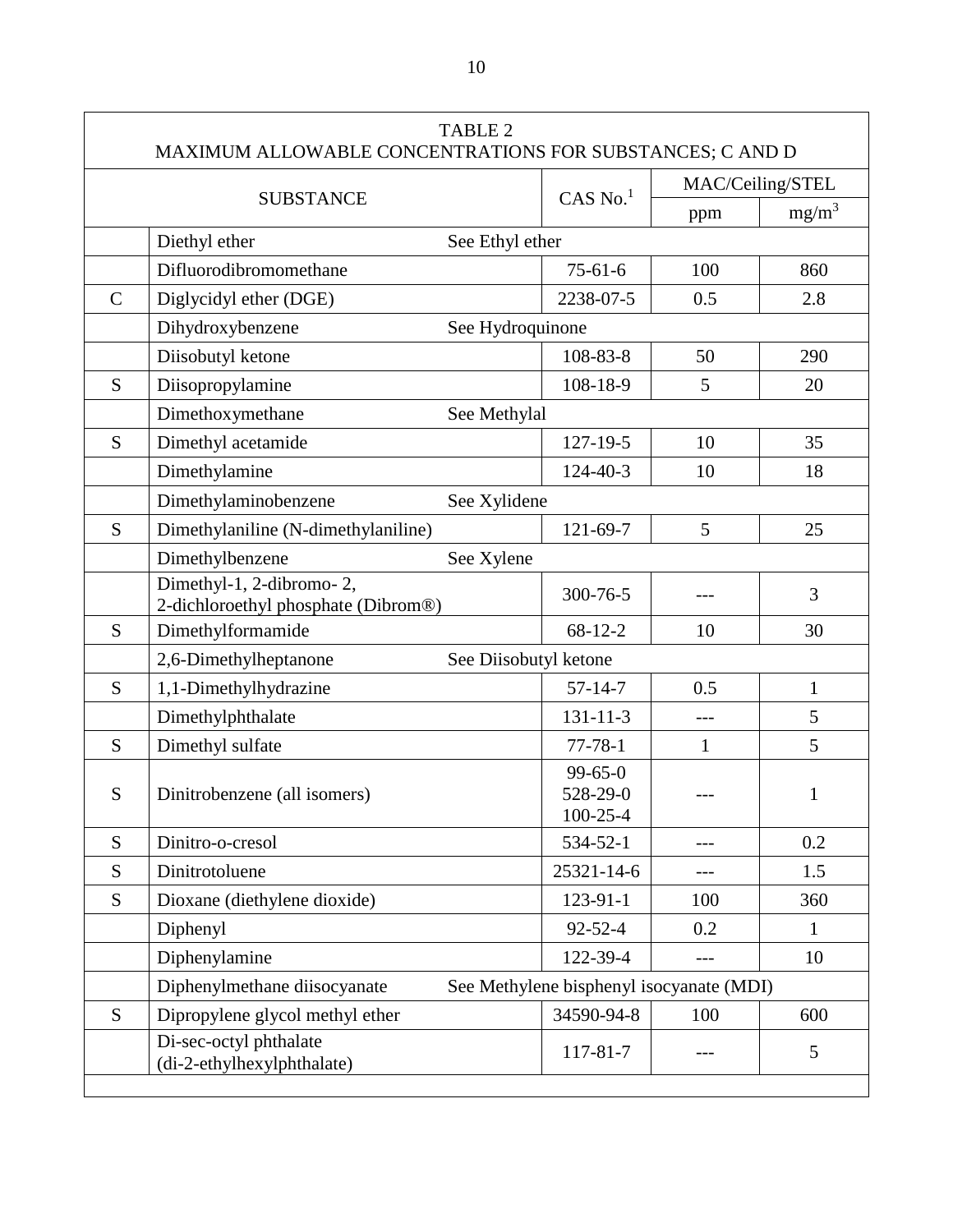| TABLE 2<br>MAXIMUM ALLOWABLE CONCENTRATIONS FOR SUBSTANCES; C AND D | | | | |
|---|---|---|---|---|
| SUBSTANCE | | CAS No.[1] | MAC/Ceiling/STEL | |
| | | | ppm | mg/m$^3$ |
| | Diethyl ether | See Ethyl ether | | |
| | Difluorodibromomethane | 75-61-6 | 100 | 860 |
| C | Diglycidyl ether (DGE) | 2238-07-5 | 0.5 | 2.8 |
| | Dihydroxybenzene | See Hydroquinone | | |
| | Diisobutyl ketone | 108-83-8 | 50 | 290 |
| S | Diisopropylamine | 108-18-9 | 5 | 20 |
| | Dimethoxymethane | See Methylal | | |
| S | Dimethyl acetamide | 127-19-5 | 10 | 35 |
| | Dimethylamine | 124-40-3 | 10 | 18 |
| | Dimethylaminobenzene | See Xylidene | | |
| S | Dimethylaniline (N-dimethylaniline) | 121-69-7 | 5 | 25 |
| | Dimethylbenzene | See Xylene | | |
| | Dimethyl-1, 2-dibromo- 2, 2-dichloroethyl phosphate (Dibrom®) | 300-76-5 | --- | 3 |
| S | Dimethylformamide | 68-12-2 | 10 | 30 |
| | 2,6-Dimethylheptanone | See Diisobutyl ketone | | |
| S | 1,1-Dimethylhydrazine | 57-14-7 | 0.5 | 1 |
| | Dimethylphthalate | 131-11-3 | --- | 5 |
| S | Dimethyl sulfate | 77-78-1 | 1 | 5 |
| S | Dinitrobenzene (all isomers) | 99-65-0<br>528-29-0<br>100-25-4 | --- | 1 |
| S | Dinitro-o-cresol | 534-52-1 | --- | 0.2 |
| S | Dinitrotoluene | 25321-14-6 | --- | 1.5 |
| S | Dioxane (diethylene dioxide) | 123-91-1 | 100 | 360 |
| | Diphenyl | 92-52-4 | 0.2 | 1 |
| | Diphenylamine | 122-39-4 | --- | 10 |
| | Diphenylmethane diisocyanate | See Methylene bisphenyl isocyanate (MDI) | | |
| S | Dipropylene glycol methyl ether | 34590-94-8 | 100 | 600 |
| | Di-sec-octyl phthalate (di-2-ethylhexylphthalate) | 117-81-7 | --- | 5 |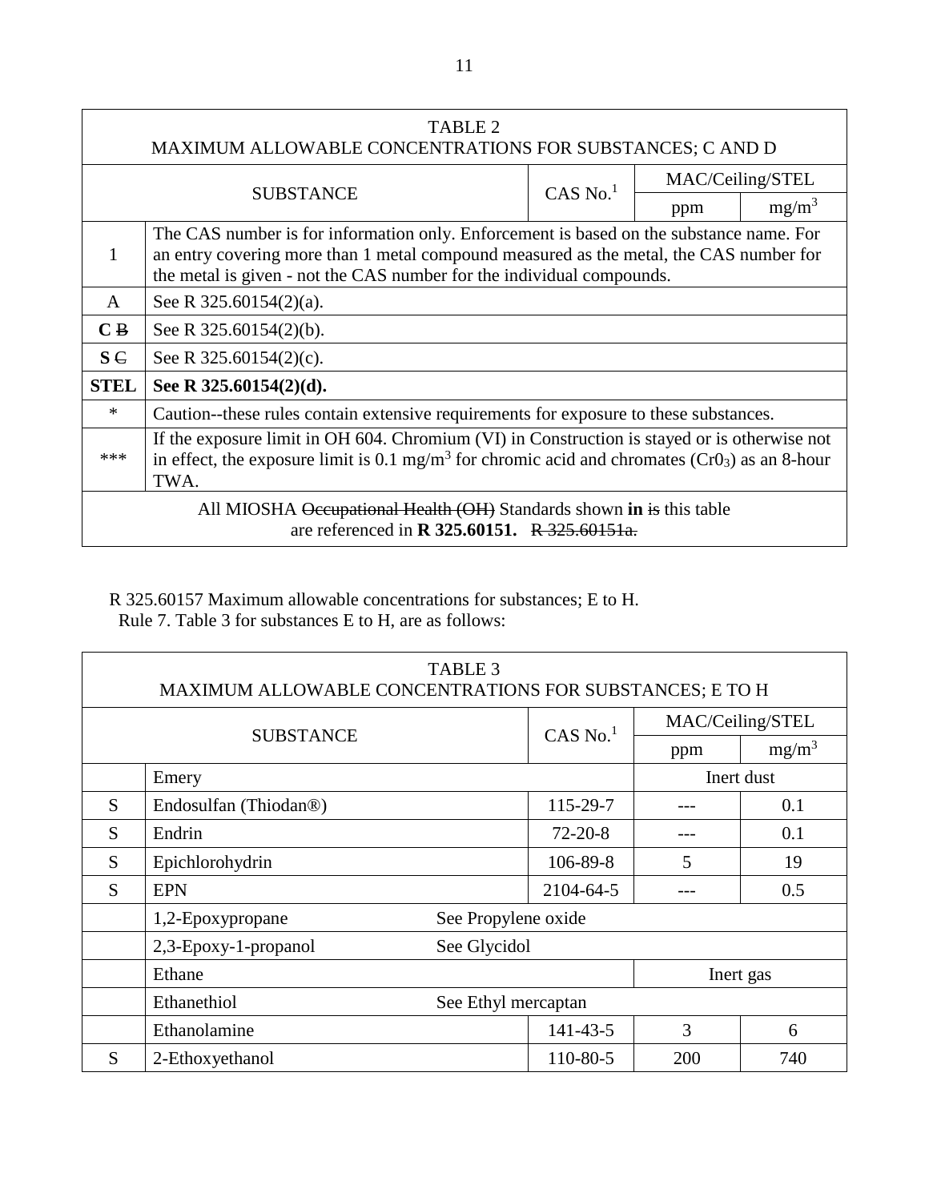| TABLE 2<br>MAXIMUM ALLOWABLE CONCENTRATIONS FOR SUBSTANCES; C AND D | | | | |
|---|---|---|---|---|
| SUBSTANCE | | CAS No.[1] | MAC/Ceiling/STEL | |
| | | | ppm | $mg/m^3$ |
| 1 | The CAS number is for information only. Enforcement is based on the substance name. For an entry covering more than 1 metal compound measured as the metal, the CAS number for the metal is given - not the CAS number for the individual compounds. | | | |
| A | See R 325.60154(2)(a). | | | |
| **C** ~~B~~ | See R 325.60154(2)(b). | | | |
| **S** ~~C~~ | See R 325.60154(2)(c). | | | |
| **STEL** | **See R 325.60154(2)(d).** | | | |
| * | Caution--these rules contain extensive requirements for exposure to these substances. | | | |
| *** | If the exposure limit in OH 604. Chromium (VI) in Construction is stayed or is otherwise not in effect, the exposure limit is 0.1 $mg/m^3$ for chromic acid and chromates ($Cr0_3$) as an 8-hour TWA. | | | |
| All MIOSHA ~~Occupational Health (OH)~~ Standards shown **in** ~~is~~ this table are referenced in **R 325.60151.** ~~R 325.60151a.~~ | | | | |

R 325.60157 Maximum allowable concentrations for substances; E to H.

Rule 7. Table 3 for substances E to H, are as follows:

| TABLE 3<br>MAXIMUM ALLOWABLE CONCENTRATIONS FOR SUBSTANCES; E TO H | | | | |
|---|---|---|---|---|
| SUBSTANCE | | CAS No.[1] | MAC/Ceiling/STEL | |
| | | | ppm | $mg/m^3$ |
| | Emery | | Inert dust | |
| S | Endosulfan (Thiodan®) | 115-29-7 | --- | 0.1 |
| S | Endrin | 72-20-8 | --- | 0.1 |
| S | Epichlorohydrin | 106-89-8 | 5 | 19 |
| S | EPN | 2104-64-5 | --- | 0.5 |
| | 1,2-Epoxypropane | See Propylene oxide | | |
| | 2,3-Epoxy-1-propanol | See Glycidol | | |
| | Ethane | | Inert gas | |
| | Ethanethiol | See Ethyl mercaptan | | |
| | Ethanolamine | 141-43-5 | 3 | 6 |
| S | 2-Ethoxyethanol | 110-80-5 | 200 | 740 |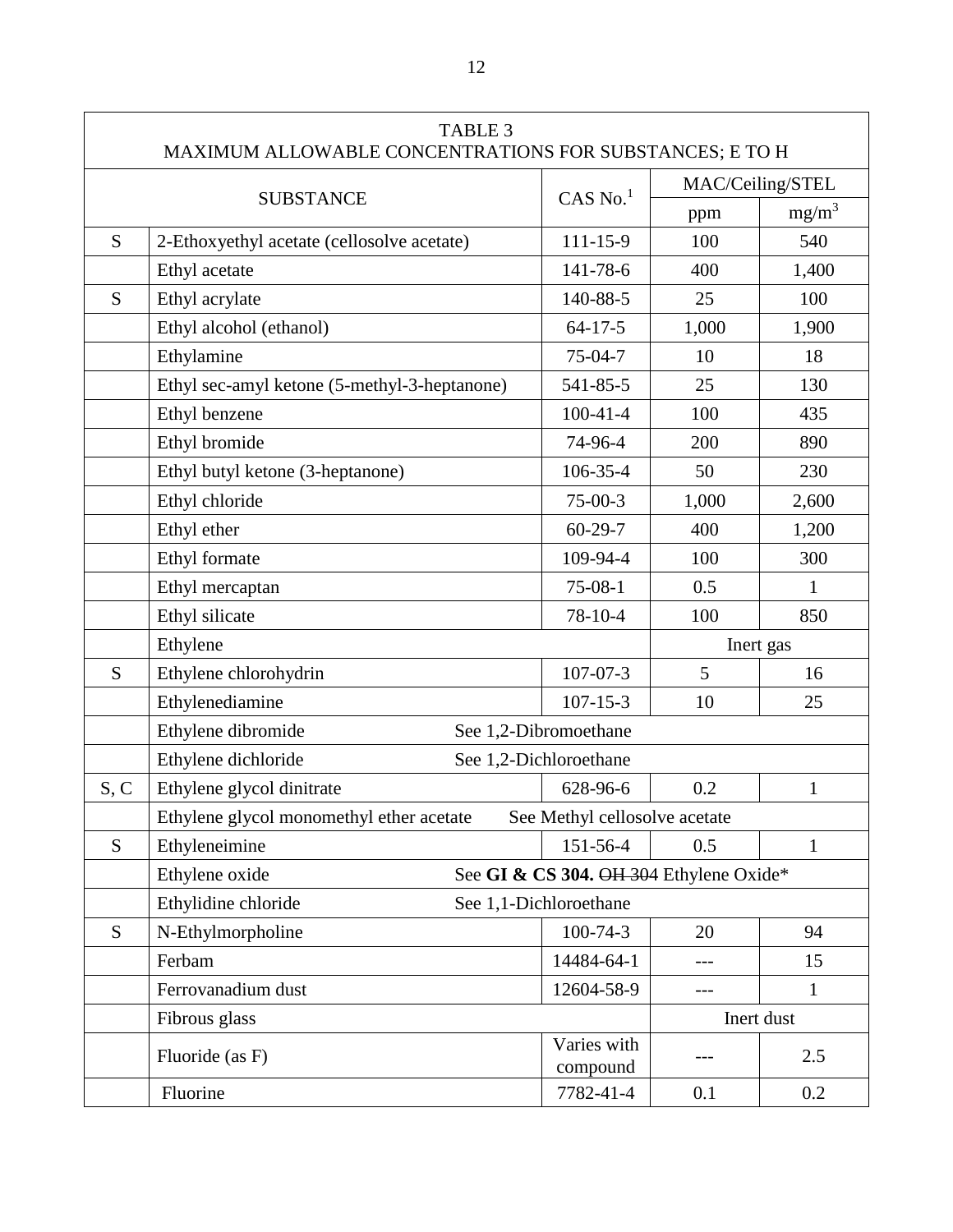| TABLE 3<br>MAXIMUM ALLOWABLE CONCENTRATIONS FOR SUBSTANCES; E TO H | | | | |
|---|---|---|---|---|
| SUBSTANCE | | CAS No.[1] | MAC/Ceiling/STEL | |
| | | | ppm | $mg/m^3$ |
| S | 2-Ethoxyethyl acetate (cellosolve acetate) | 111-15-9 | 100 | 540 |
| | Ethyl acetate | 141-78-6 | 400 | 1,400 |
| S | Ethyl acrylate | 140-88-5 | 25 | 100 |
| | Ethyl alcohol (ethanol) | 64-17-5 | 1,000 | 1,900 |
| | Ethylamine | 75-04-7 | 10 | 18 |
| | Ethyl sec-amyl ketone (5-methyl-3-heptanone) | 541-85-5 | 25 | 130 |
| | Ethyl benzene | 100-41-4 | 100 | 435 |
| | Ethyl bromide | 74-96-4 | 200 | 890 |
| | Ethyl butyl ketone (3-heptanone) | 106-35-4 | 50 | 230 |
| | Ethyl chloride | 75-00-3 | 1,000 | 2,600 |
| | Ethyl ether | 60-29-7 | 400 | 1,200 |
| | Ethyl formate | 109-94-4 | 100 | 300 |
| | Ethyl mercaptan | 75-08-1 | 0.5 | 1 |
| | Ethyl silicate | 78-10-4 | 100 | 850 |
| | Ethylene | | Inert gas | |
| S | Ethylene chlorohydrin | 107-07-3 | 5 | 16 |
| | Ethylenediamine | 107-15-3 | 10 | 25 |
| | Ethylene dibromide | See 1,2-Dibromoethane | | |
| | Ethylene dichloride | See 1,2-Dichloroethane | | |
| S, C | Ethylene glycol dinitrate | 628-96-6 | 0.2 | 1 |
| | Ethylene glycol monomethyl ether acetate | See Methyl cellosolve acetate | | |
| S | Ethyleneimine | 151-56-4 | 0.5 | 1 |
| | Ethylene oxide | See **GI & CS 304.** ~~OH 304~~ Ethylene Oxide* | | |
| | Ethylidine chloride | See 1,1-Dichloroethane | | |
| S | N-Ethylmorpholine | 100-74-3 | 20 | 94 |
| | Ferbam | 14484-64-1 | --- | 15 |
| | Ferrovanadium dust | 12604-58-9 | --- | 1 |
| | Fibrous glass | | Inert dust | |
| | Fluoride (as F) | Varies with compound | --- | 2.5 |
| | Fluorine | 7782-41-4 | 0.1 | 0.2 |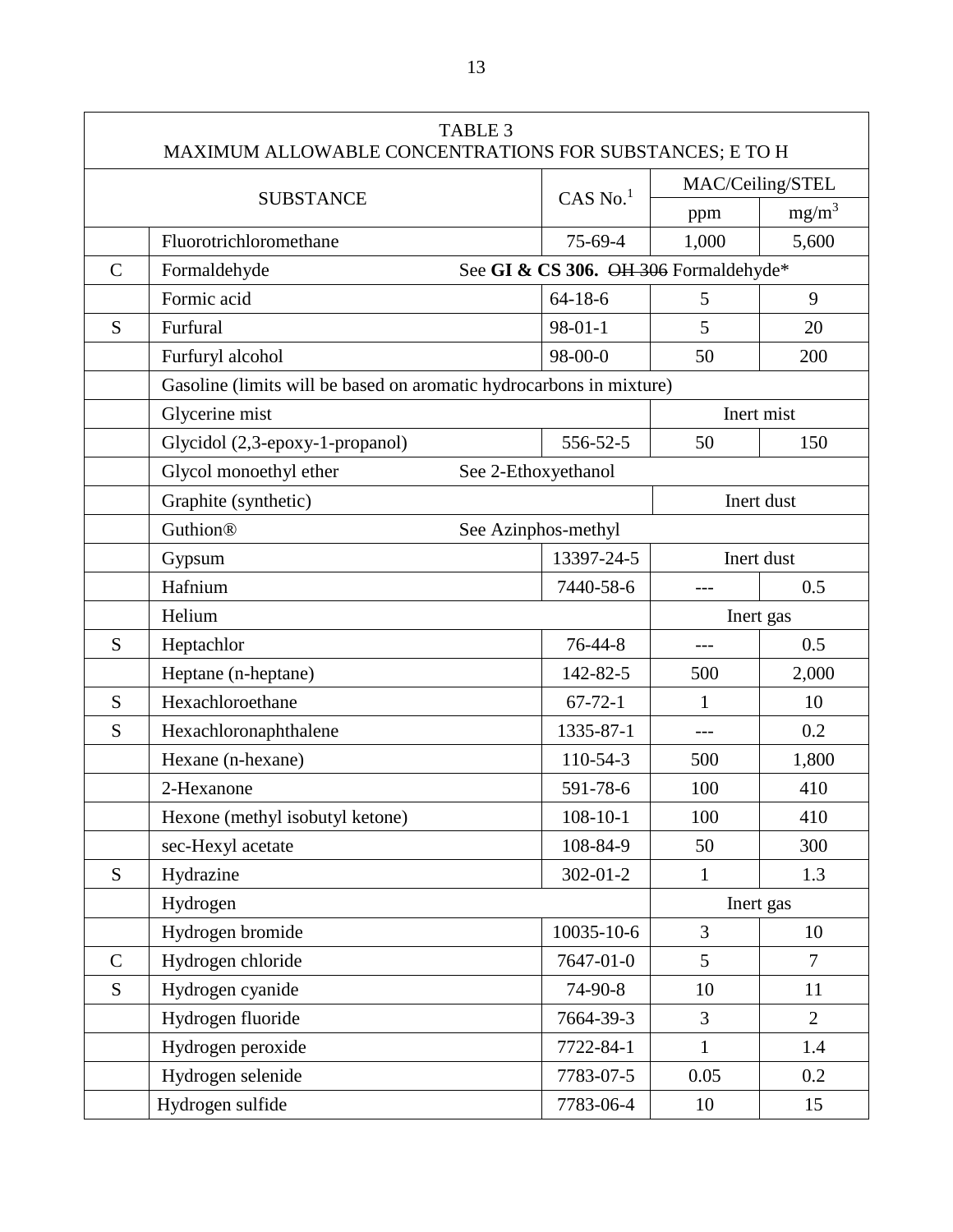| TABLE 3<br>MAXIMUM ALLOWABLE CONCENTRATIONS FOR SUBSTANCES; E TO H | | | | |
|---|---|---|---|---|
| | SUBSTANCE | CAS No.[1] | MAC/Ceiling/STEL | |
| | | | ppm | mg/m$^3$ |
| | Fluorotrichloromethane | 75-69-4 | 1,000 | 5,600 |
| C | Formaldehyde | See **GI & CS 306.** ~~OH 306~~ Formaldehyde* | | |
| | Formic acid | 64-18-6 | 5 | 9 |
| S | Furfural | 98-01-1 | 5 | 20 |
| | Furfuryl alcohol | 98-00-0 | 50 | 200 |
| | Gasoline (limits will be based on aromatic hydrocarbons in mixture) | | | |
| | Glycerine mist | | Inert mist | |
| | Glycidol (2,3-epoxy-1-propanol) | 556-52-5 | 50 | 150 |
| | Glycol monoethyl ether | See 2-Ethoxyethanol | | |
| | Graphite (synthetic) | | Inert dust | |
| | Guthion® | See Azinphos-methyl | | |
| | Gypsum | 13397-24-5 | Inert dust | |
| | Hafnium | 7440-58-6 | --- | 0.5 |
| | Helium | | Inert gas | |
| S | Heptachlor | 76-44-8 | --- | 0.5 |
| | Heptane (n-heptane) | 142-82-5 | 500 | 2,000 |
| S | Hexachloroethane | 67-72-1 | 1 | 10 |
| S | Hexachloronaphthalene | 1335-87-1 | --- | 0.2 |
| | Hexane (n-hexane) | 110-54-3 | 500 | 1,800 |
| | 2-Hexanone | 591-78-6 | 100 | 410 |
| | Hexone (methyl isobutyl ketone) | 108-10-1 | 100 | 410 |
| | sec-Hexyl acetate | 108-84-9 | 50 | 300 |
| S | Hydrazine | 302-01-2 | 1 | 1.3 |
| | Hydrogen | | Inert gas | |
| | Hydrogen bromide | 10035-10-6 | 3 | 10 |
| C | Hydrogen chloride | 7647-01-0 | 5 | 7 |
| S | Hydrogen cyanide | 74-90-8 | 10 | 11 |
| | Hydrogen fluoride | 7664-39-3 | 3 | 2 |
| | Hydrogen peroxide | 7722-84-1 | 1 | 1.4 |
| | Hydrogen selenide | 7783-07-5 | 0.05 | 0.2 |
| | Hydrogen sulfide | 7783-06-4 | 10 | 15 |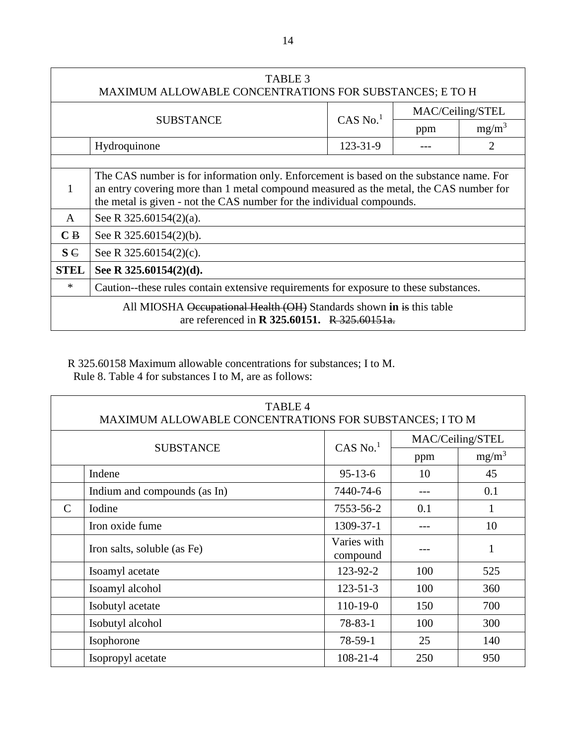| TABLE 3<br>MAXIMUM ALLOWABLE CONCENTRATIONS FOR SUBSTANCES; E TO H | | | | |
|---|---|---|---|---|
| SUBSTANCE | | CAS No.[1] | MAC/Ceiling/STEL | |
| | | | ppm | mg/m³ |
| | Hydroquinone | 123-31-9 | --- | 2 |
| | | | | |
| 1 | The CAS number is for information only. Enforcement is based on the substance name. For an entry covering more than 1 metal compound measured as the metal, the CAS number for the metal is given - not the CAS number for the individual compounds. | | | |
| A | See R 325.60154(2)(a). | | | |
| **C** ~~B~~ | See R 325.60154(2)(b). | | | |
| **S** ~~C~~ | See R 325.60154(2)(c). | | | |
| **STEL** | **See R 325.60154(2)(d).** | | | |
| * | Caution--these rules contain extensive requirements for exposure to these substances. | | | |
| All MIOSHA ~~Occupational Health (OH)~~ Standards shown **in** ~~is~~ this table are referenced in **R 325.60151.** ~~R 325.60151a.~~ | | | | |

R 325.60158 Maximum allowable concentrations for substances; I to M.
Rule 8. Table 4 for substances I to M, are as follows:

| TABLE 4<br>MAXIMUM ALLOWABLE CONCENTRATIONS FOR SUBSTANCES; I TO M | | | | |
|---|---|---|---|---|
| SUBSTANCE | | CAS No.[1] | MAC/Ceiling/STEL | |
| | | | ppm | mg/m³ |
| | Indene | 95-13-6 | 10 | 45 |
| | Indium and compounds (as In) | 7440-74-6 | --- | 0.1 |
| C | Iodine | 7553-56-2 | 0.1 | 1 |
| | Iron oxide fume | 1309-37-1 | --- | 10 |
| | Iron salts, soluble (as Fe) | Varies with compound | --- | 1 |
| | Isoamyl acetate | 123-92-2 | 100 | 525 |
| | Isoamyl alcohol | 123-51-3 | 100 | 360 |
| | Isobutyl acetate | 110-19-0 | 150 | 700 |
| | Isobutyl alcohol | 78-83-1 | 100 | 300 |
| | Isophorone | 78-59-1 | 25 | 140 |
| | Isopropyl acetate | 108-21-4 | 250 | 950 |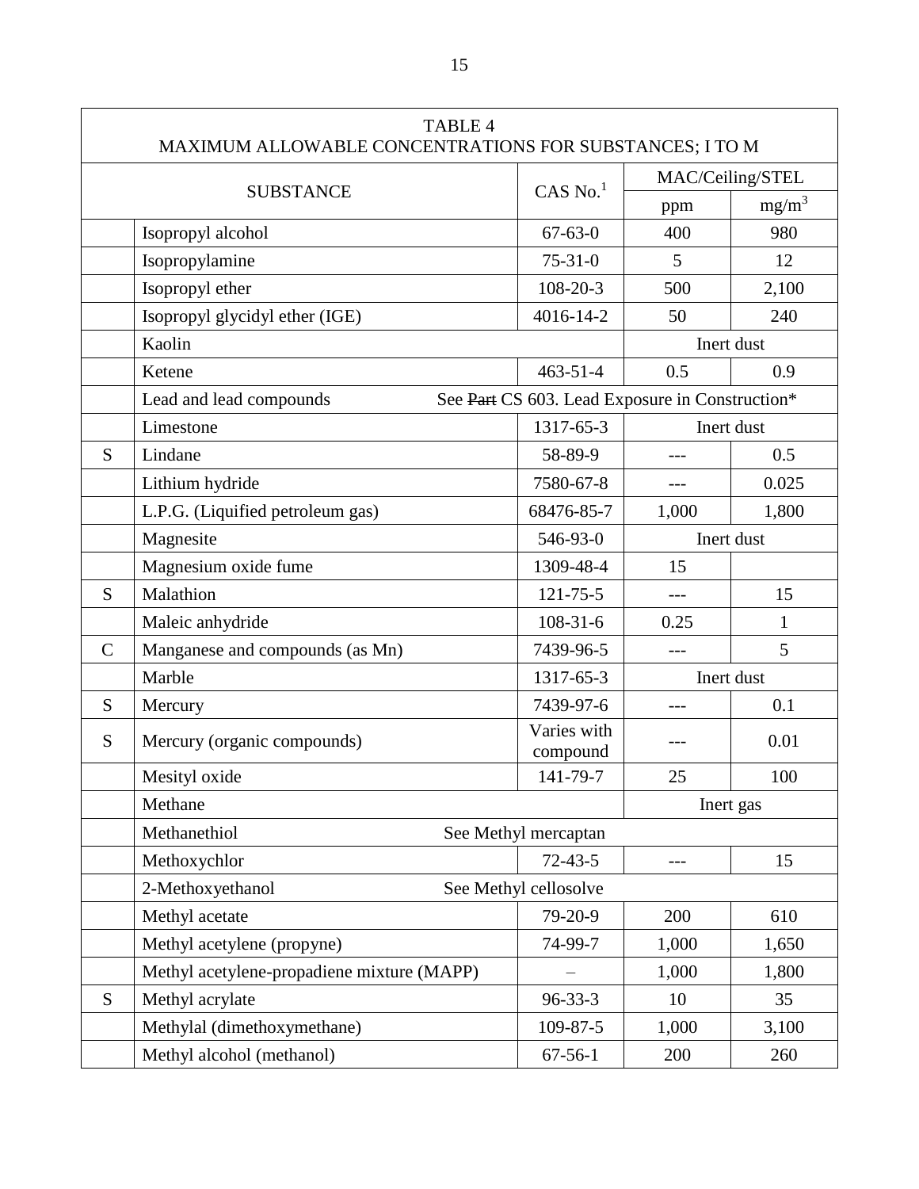| TABLE 4<br>MAXIMUM ALLOWABLE CONCENTRATIONS FOR SUBSTANCES; I TO M | | | | |
|---|---|---|---|---|
| | SUBSTANCE | CAS No.[1] | MAC/Ceiling/STEL | |
| | | | ppm | $mg/m^3$ |
| | Isopropyl alcohol | 67-63-0 | 400 | 980 |
| | Isopropylamine | 75-31-0 | 5 | 12 |
| | Isopropyl ether | 108-20-3 | 500 | 2,100 |
| | Isopropyl glycidyl ether (IGE) | 4016-14-2 | 50 | 240 |
| | Kaolin | | Inert dust | |
| | Ketene | 463-51-4 | 0.5 | 0.9 |
| | Lead and lead compounds | See ~~Part~~ CS 603. Lead Exposure in Construction* | | |
| | Limestone | 1317-65-3 | Inert dust | |
| S | Lindane | 58-89-9 | --- | 0.5 |
| | Lithium hydride | 7580-67-8 | --- | 0.025 |
| | L.P.G. (Liquified petroleum gas) | 68476-85-7 | 1,000 | 1,800 |
| | Magnesite | 546-93-0 | Inert dust | |
| | Magnesium oxide fume | 1309-48-4 | 15 | |
| S | Malathion | 121-75-5 | --- | 15 |
| | Maleic anhydride | 108-31-6 | 0.25 | 1 |
| C | Manganese and compounds (as Mn) | 7439-96-5 | --- | 5 |
| | Marble | 1317-65-3 | Inert dust | |
| S | Mercury | 7439-97-6 | --- | 0.1 |
| S | Mercury (organic compounds) | Varies with compound | --- | 0.01 |
| | Mesityl oxide | 141-79-7 | 25 | 100 |
| | Methane | | Inert gas | |
| | Methanethiol | See Methyl mercaptan | | |
| | Methoxychlor | 72-43-5 | --- | 15 |
| | 2-Methoxyethanol | See Methyl cellosolve | | |
| | Methyl acetate | 79-20-9 | 200 | 610 |
| | Methyl acetylene (propyne) | 74-99-7 | 1,000 | 1,650 |
| | Methyl acetylene-propadiene mixture (MAPP) | – | 1,000 | 1,800 |
| S | Methyl acrylate | 96-33-3 | 10 | 35 |
| | Methylal (dimethoxymethane) | 109-87-5 | 1,000 | 3,100 |
| | Methyl alcohol (methanol) | 67-56-1 | 200 | 260 |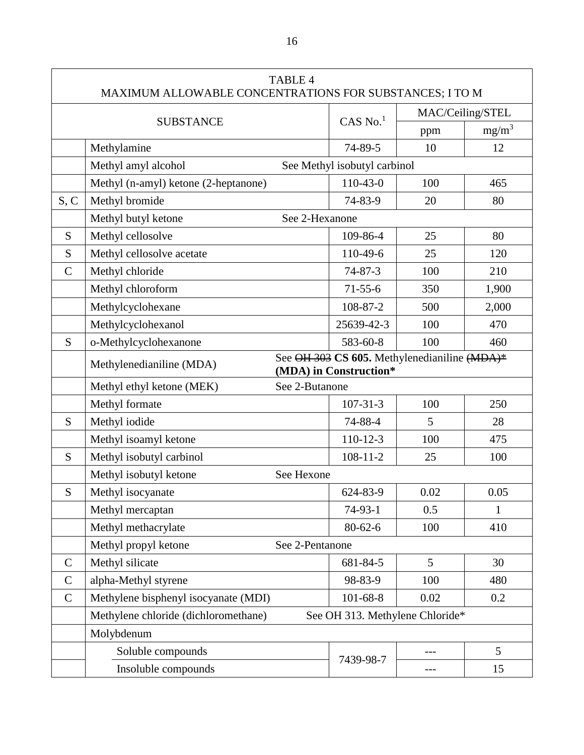| TABLE 4<br>MAXIMUM ALLOWABLE CONCENTRATIONS FOR SUBSTANCES; I TO M | | | | |
|---|---|---|---|---|
| SUBSTANCE | | CAS No.[1] | MAC/Ceiling/STEL | |
| | | | ppm | $mg/m^3$ |
| | Methylamine | 74-89-5 | 10 | 12 |
| | Methyl amyl alcohol | See Methyl isobutyl carbinol | | |
| | Methyl (n-amyl) ketone (2-heptanone) | 110-43-0 | 100 | 465 |
| S, C | Methyl bromide | 74-83-9 | 20 | 80 |
| | Methyl butyl ketone | See 2-Hexanone | | |
| S | Methyl cellosolve | 109-86-4 | 25 | 80 |
| S | Methyl cellosolve acetate | 110-49-6 | 25 | 120 |
| C | Methyl chloride | 74-87-3 | 100 | 210 |
| | Methyl chloroform | 71-55-6 | 350 | 1,900 |
| | Methylcyclohexane | 108-87-2 | 500 | 2,000 |
| | Methylcyclohexanol | 25639-42-3 | 100 | 470 |
| S | o-Methylcyclohexanone | 583-60-8 | 100 | 460 |
| | Methylenedianiline (MDA) | See ~~OH 303~~ **CS 605.** Methylenedianiline ~~(MDA)*~~ **(MDA) in Construction*** | | |
| | Methyl ethyl ketone (MEK) | See 2-Butanone | | |
| | Methyl formate | 107-31-3 | 100 | 250 |
| S | Methyl iodide | 74-88-4 | 5 | 28 |
| | Methyl isoamyl ketone | 110-12-3 | 100 | 475 |
| S | Methyl isobutyl carbinol | 108-11-2 | 25 | 100 |
| | Methyl isobutyl ketone | See Hexone | | |
| S | Methyl isocyanate | 624-83-9 | 0.02 | 0.05 |
| | Methyl mercaptan | 74-93-1 | 0.5 | 1 |
| | Methyl methacrylate | 80-62-6 | 100 | 410 |
| | Methyl propyl ketone | See 2-Pentanone | | |
| C | Methyl silicate | 681-84-5 | 5 | 30 |
| C | alpha-Methyl styrene | 98-83-9 | 100 | 480 |
| C | Methylene bisphenyl isocyanate (MDI) | 101-68-8 | 0.02 | 0.2 |
| | Methylene chloride (dichloromethane) | See OH 313. Methylene Chloride* | | |
| | Molybdenum | | | |
| | Soluble compounds | 7439-98-7 | --- | 5 |
| | Insoluble compounds | | --- | 15 |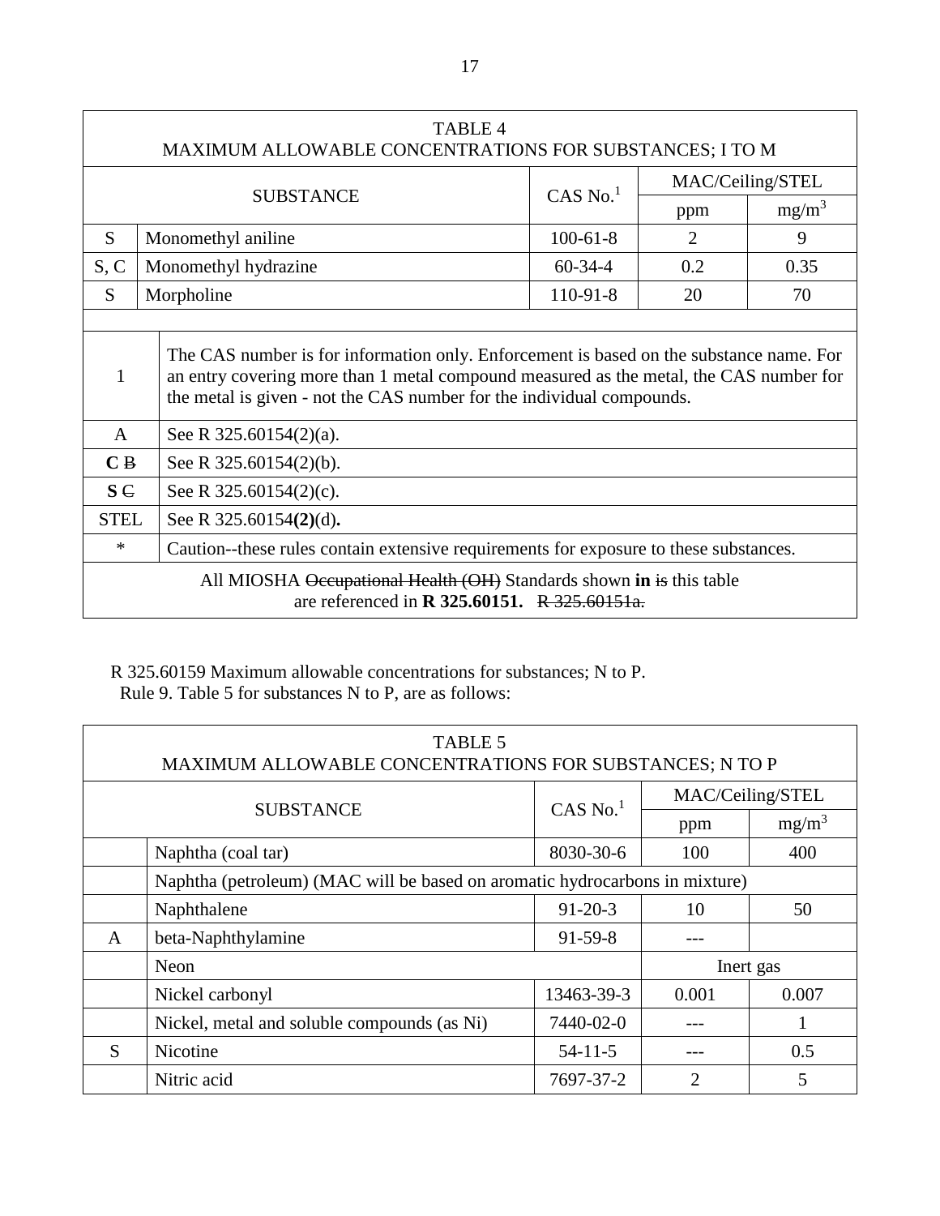| TABLE 4<br>MAXIMUM ALLOWABLE CONCENTRATIONS FOR SUBSTANCES; I TO M | | | | |
|---|---|---|---|---|
| SUBSTANCE | | CAS No.[1] | MAC/Ceiling/STEL | |
| | | | ppm | mg/m[3] |
| S | Monomethyl aniline | 100-61-8 | 2 | 9 |
| S, C | Monomethyl hydrazine | 60-34-4 | 0.2 | 0.35 |
| S | Morpholine | 110-91-8 | 20 | 70 |
| | | | | |
| 1 | The CAS number is for information only. Enforcement is based on the substance name. For an entry covering more than 1 metal compound measured as the metal, the CAS number for the metal is given - not the CAS number for the individual compounds. | | | |
| A | See R 325.60154(2)(a). | | | |
| **C** ~~B~~ | See R 325.60154(2)(b). | | | |
| **S** ~~C~~ | See R 325.60154(2)(c). | | | |
| STEL | See R 325.60154**(2)**(d)**.** | | | |
| * | Caution--these rules contain extensive requirements for exposure to these substances. | | | |
| All MIOSHA ~~Occupational Health (OH)~~ Standards shown **in** ~~is~~ this table are referenced in **R 325.60151.** ~~R 325.60151a.~~ | | | | |

R 325.60159 Maximum allowable concentrations for substances; N to P.
Rule 9. Table 5 for substances N to P, are as follows:

| TABLE 5<br>MAXIMUM ALLOWABLE CONCENTRATIONS FOR SUBSTANCES; N TO P | | | | |
|---|---|---|---|---|
| SUBSTANCE | | CAS No.[1] | MAC/Ceiling/STEL | |
| | | | ppm | mg/m[3] |
| | Naphtha (coal tar) | 8030-30-6 | 100 | 400 |
| | Naphtha (petroleum) (MAC will be based on aromatic hydrocarbons in mixture) | | | |
| | Naphthalene | 91-20-3 | 10 | 50 |
| A | beta-Naphthylamine | 91-59-8 | --- | |
| | Neon | | Inert gas | |
| | Nickel carbonyl | 13463-39-3 | 0.001 | 0.007 |
| | Nickel, metal and soluble compounds (as Ni) | 7440-02-0 | --- | 1 |
| S | Nicotine | 54-11-5 | --- | 0.5 |
| | Nitric acid | 7697-37-2 | 2 | 5 |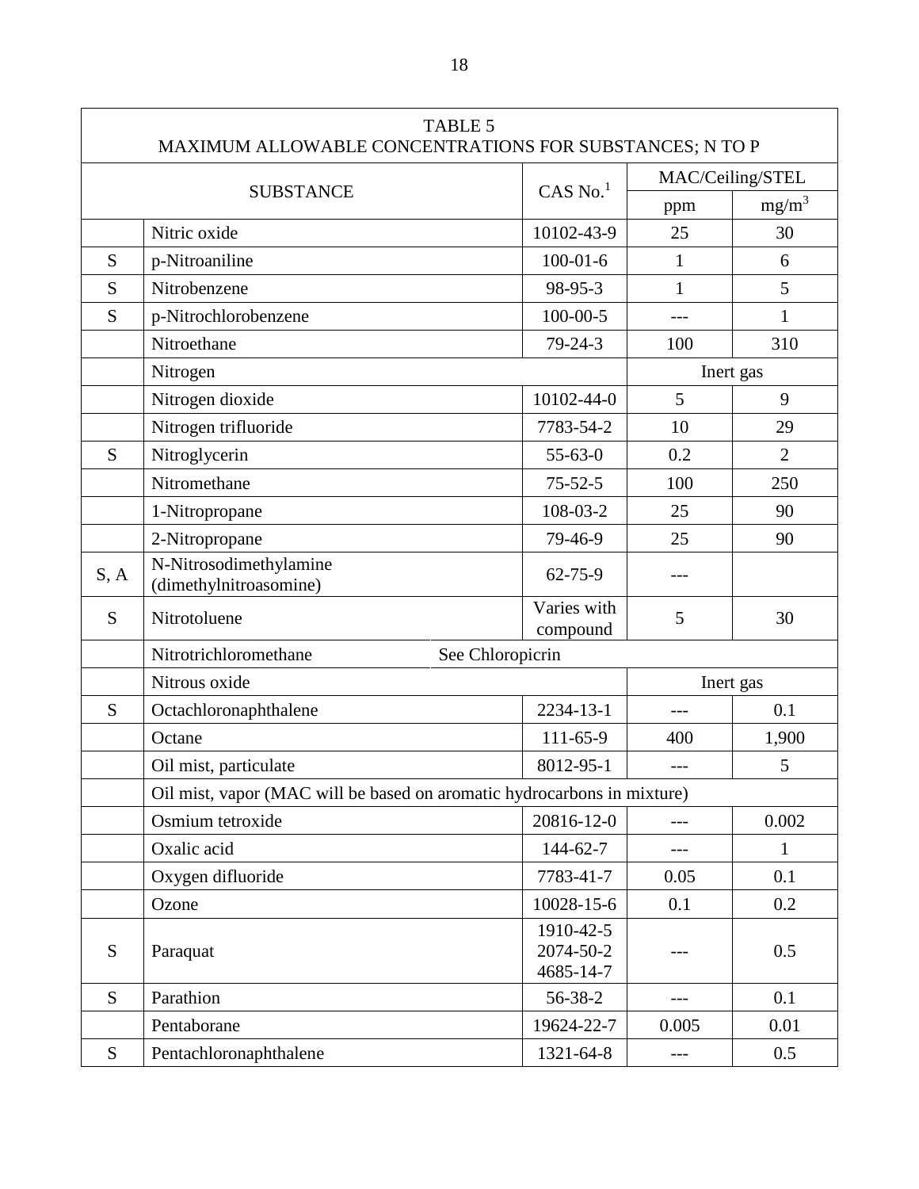TABLE 5
MAXIMUM ALLOWABLE CONCENTRATIONS FOR SUBSTANCES; N TO P

| SUBSTANCE | | CAS No.[1] | MAC/Ceiling/STEL | |
|---|---|---|---|---|
| | | | ppm | mg/m$^3$ |
| | Nitric oxide | 10102-43-9 | 25 | 30 |
| S | p-Nitroaniline | 100-01-6 | 1 | 6 |
| S | Nitrobenzene | 98-95-3 | 1 | 5 |
| S | p-Nitrochlorobenzene | 100-00-5 | --- | 1 |
| | Nitroethane | 79-24-3 | 100 | 310 |
| | Nitrogen | | Inert gas | |
| | Nitrogen dioxide | 10102-44-0 | 5 | 9 |
| | Nitrogen trifluoride | 7783-54-2 | 10 | 29 |
| S | Nitroglycerin | 55-63-0 | 0.2 | 2 |
| | Nitromethane | 75-52-5 | 100 | 250 |
| | 1-Nitropropane | 108-03-2 | 25 | 90 |
| | 2-Nitropropane | 79-46-9 | 25 | 90 |
| S, A | N-Nitrosodimethylamine (dimethylnitroasomine) | 62-75-9 | --- | |
| S | Nitrotoluene | Varies with compound | 5 | 30 |
| | Nitrotrichloromethane See Chloropicrin | | | |
| | Nitrous oxide | | Inert gas | |
| S | Octachloronaphthalene | 2234-13-1 | --- | 0.1 |
| | Octane | 111-65-9 | 400 | 1,900 |
| | Oil mist, particulate | 8012-95-1 | --- | 5 |
| | Oil mist, vapor (MAC will be based on aromatic hydrocarbons in mixture) | | | |
| | Osmium tetroxide | 20816-12-0 | --- | 0.002 |
| | Oxalic acid | 144-62-7 | --- | 1 |
| | Oxygen difluoride | 7783-41-7 | 0.05 | 0.1 |
| | Ozone | 10028-15-6 | 0.1 | 0.2 |
| S | Paraquat | 1910-42-5 2074-50-2 4685-14-7 | --- | 0.5 |
| S | Parathion | 56-38-2 | --- | 0.1 |
| | Pentaborane | 19624-22-7 | 0.005 | 0.01 |
| S | Pentachloronaphthalene | 1321-64-8 | --- | 0.5 |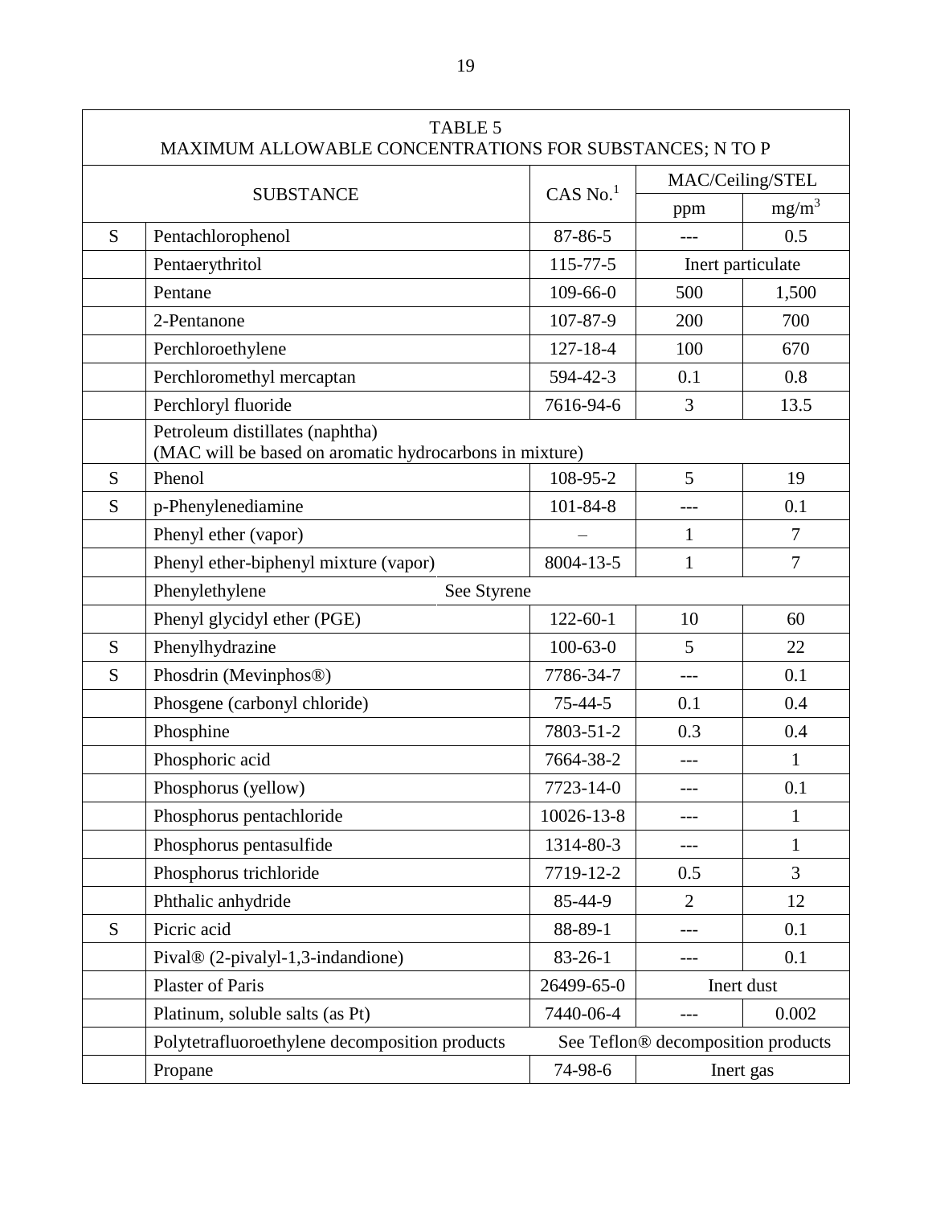| TABLE 5<br>MAXIMUM ALLOWABLE CONCENTRATIONS FOR SUBSTANCES; N TO P | | | | |
|---|---|---|---|---|
| SUBSTANCE | | CAS No.[1] | MAC/Ceiling/STEL | |
| | | | ppm | $mg/m^3$ |
| S | Pentachlorophenol | 87-86-5 | --- | 0.5 |
| | Pentaerythritol | 115-77-5 | Inert particulate | |
| | Pentane | 109-66-0 | 500 | 1,500 |
| | 2-Pentanone | 107-87-9 | 200 | 700 |
| | Perchloroethylene | 127-18-4 | 100 | 670 |
| | Perchloromethyl mercaptan | 594-42-3 | 0.1 | 0.8 |
| | Perchloryl fluoride | 7616-94-6 | 3 | 13.5 |
| | Petroleum distillates (naphtha)<br>(MAC will be based on aromatic hydrocarbons in mixture) | | | |
| S | Phenol | 108-95-2 | 5 | 19 |
| S | p-Phenylenediamine | 101-84-8 | --- | 0.1 |
| | Phenyl ether (vapor) | – | 1 | 7 |
| | Phenyl ether-biphenyl mixture (vapor) | 8004-13-5 | 1 | 7 |
| | Phenylethylene See Styrene | | | |
| | Phenyl glycidyl ether (PGE) | 122-60-1 | 10 | 60 |
| S | Phenylhydrazine | 100-63-0 | 5 | 22 |
| S | Phosdrin (Mevinphos®) | 7786-34-7 | --- | 0.1 |
| | Phosgene (carbonyl chloride) | 75-44-5 | 0.1 | 0.4 |
| | Phosphine | 7803-51-2 | 0.3 | 0.4 |
| | Phosphoric acid | 7664-38-2 | --- | 1 |
| | Phosphorus (yellow) | 7723-14-0 | --- | 0.1 |
| | Phosphorus pentachloride | 10026-13-8 | --- | 1 |
| | Phosphorus pentasulfide | 1314-80-3 | --- | 1 |
| | Phosphorus trichloride | 7719-12-2 | 0.5 | 3 |
| | Phthalic anhydride | 85-44-9 | 2 | 12 |
| S | Picric acid | 88-89-1 | --- | 0.1 |
| | Pival® (2-pivalyl-1,3-indandione) | 83-26-1 | --- | 0.1 |
| | Plaster of Paris | 26499-65-0 | Inert dust | |
| | Platinum, soluble salts (as Pt) | 7440-06-4 | --- | 0.002 |
| | Polytetrafluoroethylene decomposition products | See Teflon® decomposition products | | |
| | Propane | 74-98-6 | Inert gas | |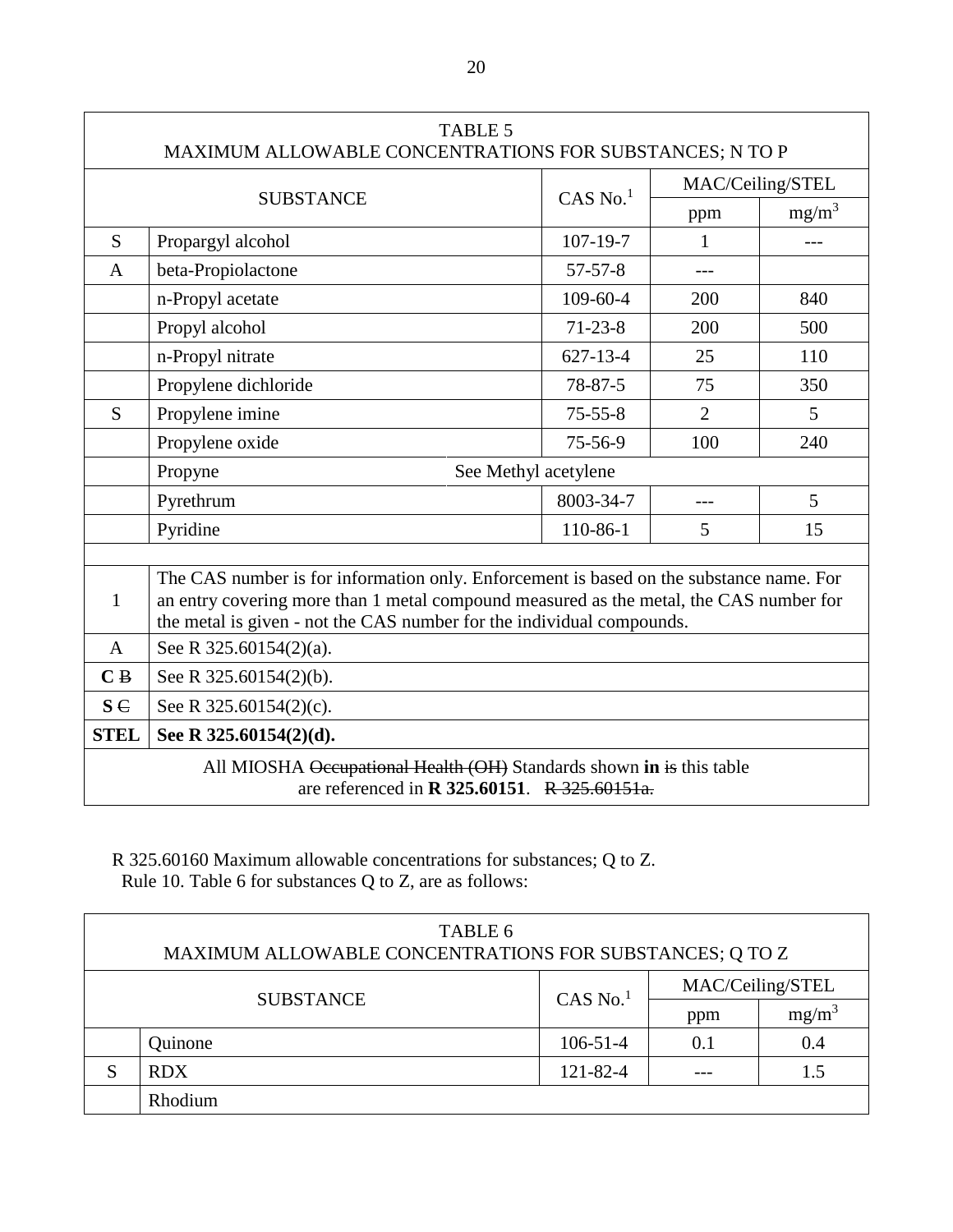| TABLE 5<br>MAXIMUM ALLOWABLE CONCENTRATIONS FOR SUBSTANCES; N TO P | | | | |
|---|---|---|---|---|
| SUBSTANCE | | CAS No.[1] | MAC/Ceiling/STEL | |
| | | | ppm | mg/m³ |
| S | Propargyl alcohol | 107-19-7 | 1 | --- |
| A | beta-Propiolactone | 57-57-8 | --- | |
| | n-Propyl acetate | 109-60-4 | 200 | 840 |
| | Propyl alcohol | 71-23-8 | 200 | 500 |
| | n-Propyl nitrate | 627-13-4 | 25 | 110 |
| | Propylene dichloride | 78-87-5 | 75 | 350 |
| S | Propylene imine | 75-55-8 | 2 | 5 |
| | Propylene oxide | 75-56-9 | 100 | 240 |
| | Propyne See Methyl acetylene | | | |
| | Pyrethrum | 8003-34-7 | --- | 5 |
| | Pyridine | 110-86-1 | 5 | 15 |
| | | | | |
| 1 | The CAS number is for information only. Enforcement is based on the substance name. For an entry covering more than 1 metal compound measured as the metal, the CAS number for the metal is given - not the CAS number for the individual compounds. | | | |
| A | See R 325.60154(2)(a). | | | |
| **C** ~~B~~ | See R 325.60154(2)(b). | | | |
| **S** ~~C~~ | See R 325.60154(2)(c). | | | |
| **STEL** | **See R 325.60154(2)(d).** | | | |
| All MIOSHA ~~Occupational Health (OH)~~ Standards shown **in** ~~is~~ this table are referenced in **R 325.60151**. ~~R 325.60151a.~~ | | | | |

R 325.60160 Maximum allowable concentrations for substances; Q to Z.
Rule 10. Table 6 for substances Q to Z, are as follows:

| TABLE 6<br>MAXIMUM ALLOWABLE CONCENTRATIONS FOR SUBSTANCES; Q TO Z | | | | |
|---|---|---|---|---|
| SUBSTANCE | | CAS No.[1] | MAC/Ceiling/STEL | |
| | | | ppm | mg/m³ |
| | Quinone | 106-51-4 | 0.1 | 0.4 |
| S | RDX | 121-82-4 | --- | 1.5 |
| | Rhodium | | | |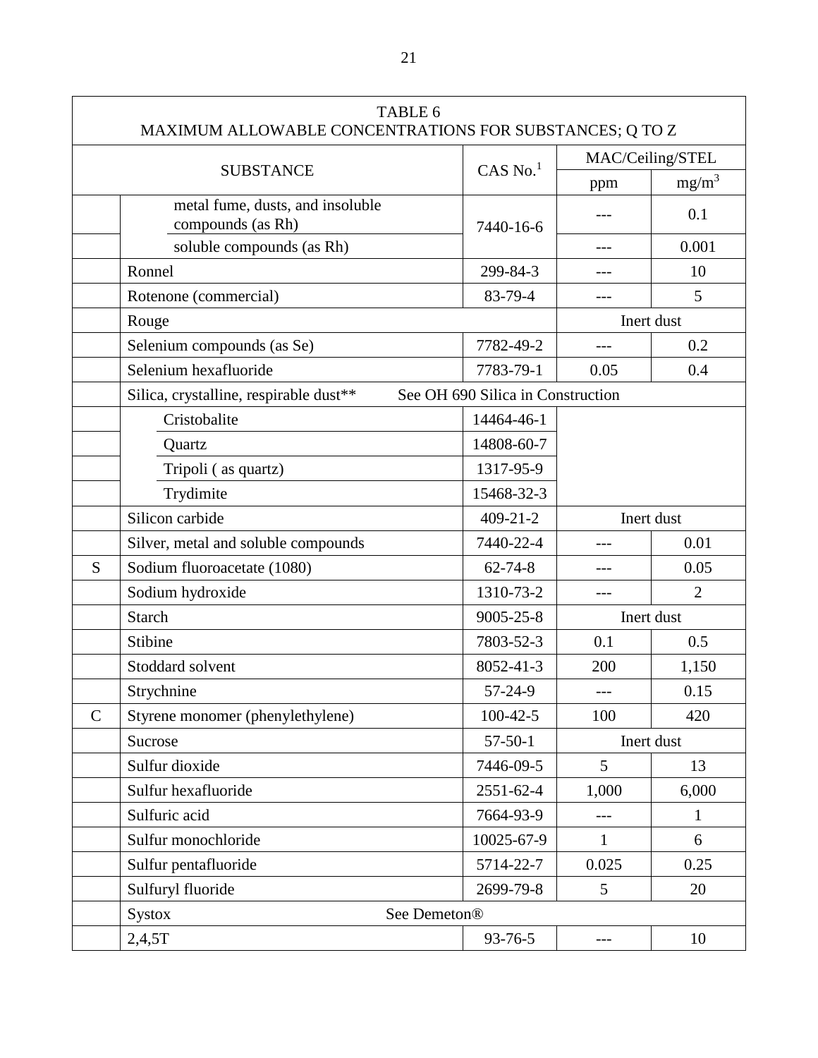| TABLE 6<br>MAXIMUM ALLOWABLE CONCENTRATIONS FOR SUBSTANCES; Q TO Z | | | | |
|---|---|---|---|---|
| SUBSTANCE | | CAS No.[1] | MAC/Ceiling/STEL | |
| | | | ppm | $mg/m^3$ |
| | metal fume, dusts, and insoluble compounds (as Rh) | 7440-16-6 | --- | 0.1 |
| | soluble compounds (as Rh) | | --- | 0.001 |
| | Ronnel | 299-84-3 | --- | 10 |
| | Rotenone (commercial) | 83-79-4 | --- | 5 |
| | Rouge | | Inert dust | |
| | Selenium compounds (as Se) | 7782-49-2 | --- | 0.2 |
| | Selenium hexafluoride | 7783-79-1 | 0.05 | 0.4 |
| | Silica, crystalline, respirable dust** See OH 690 Silica in Construction | | | |
| | Cristobalite | 14464-46-1 | | |
| | Quartz | 14808-60-7 | | |
| | Tripoli ( as quartz) | 1317-95-9 | | |
| | Trydimite | 15468-32-3 | | |
| | Silicon carbide | 409-21-2 | Inert dust | |
| | Silver, metal and soluble compounds | 7440-22-4 | --- | 0.01 |
| S | Sodium fluoroacetate (1080) | 62-74-8 | --- | 0.05 |
| | Sodium hydroxide | 1310-73-2 | --- | 2 |
| | Starch | 9005-25-8 | Inert dust | |
| | Stibine | 7803-52-3 | 0.1 | 0.5 |
| | Stoddard solvent | 8052-41-3 | 200 | 1,150 |
| | Strychnine | 57-24-9 | --- | 0.15 |
| C | Styrene monomer (phenylethylene) | 100-42-5 | 100 | 420 |
| | Sucrose | 57-50-1 | Inert dust | |
| | Sulfur dioxide | 7446-09-5 | 5 | 13 |
| | Sulfur hexafluoride | 2551-62-4 | 1,000 | 6,000 |
| | Sulfuric acid | 7664-93-9 | --- | 1 |
| | Sulfur monochloride | 10025-67-9 | 1 | 6 |
| | Sulfur pentafluoride | 5714-22-7 | 0.025 | 0.25 |
| | Sulfuryl fluoride | 2699-79-8 | 5 | 20 |
| | Systox See Demeton® | | | |
| | 2,4,5T | 93-76-5 | --- | 10 |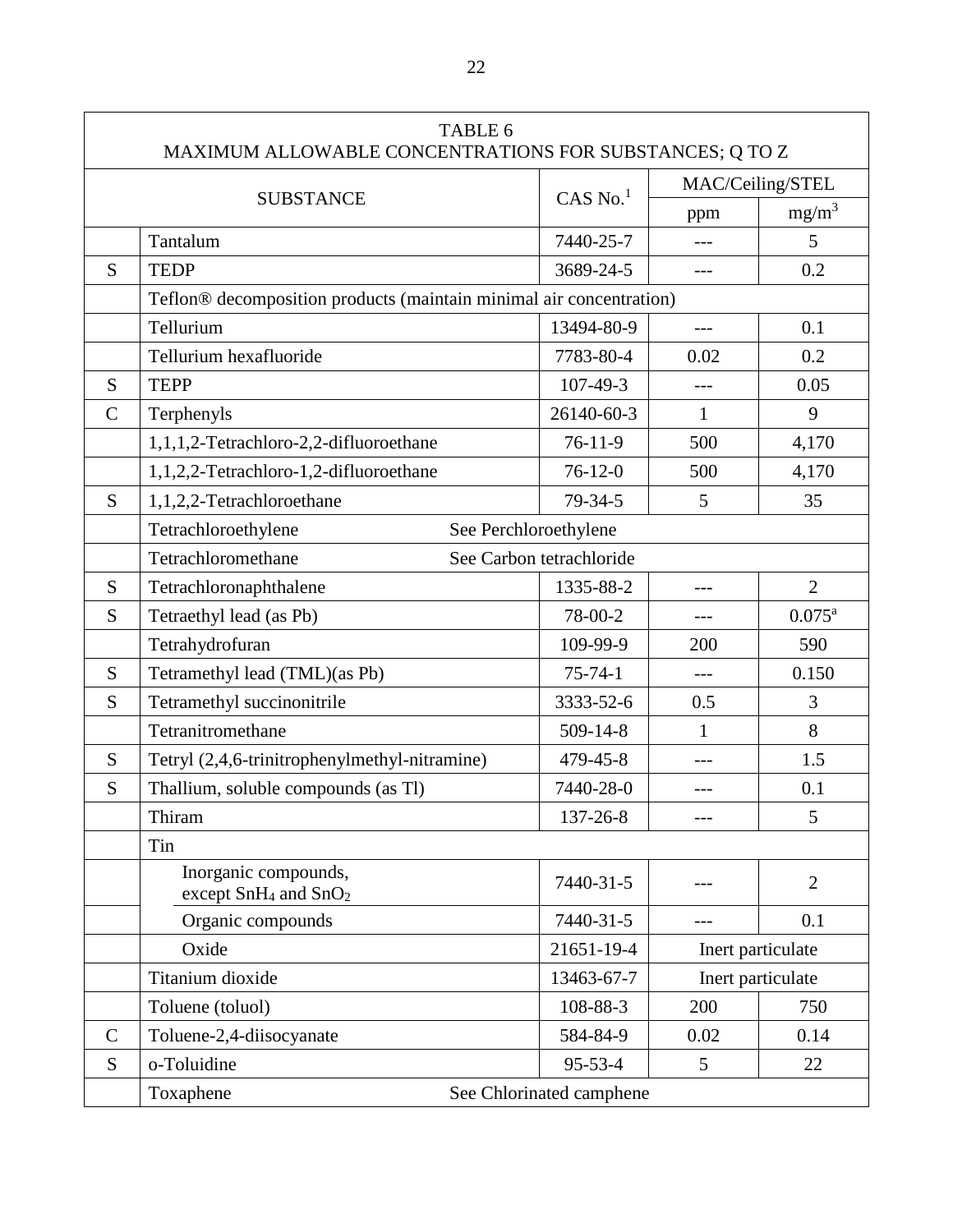| | TABLE 6<br>MAXIMUM ALLOWABLE CONCENTRATIONS FOR SUBSTANCES; Q TO Z | | | |
|---|---|---|---|---|
| | SUBSTANCE | CAS No.[1] | MAC/Ceiling/STEL | |
| | | | ppm | $mg/m^3$ |
| | Tantalum | 7440-25-7 | --- | 5 |
| S | TEDP | 3689-24-5 | --- | 0.2 |
| | Teflon® decomposition products (maintain minimal air concentration) | | | |
| | Tellurium | 13494-80-9 | --- | 0.1 |
| | Tellurium hexafluoride | 7783-80-4 | 0.02 | 0.2 |
| S | TEPP | 107-49-3 | --- | 0.05 |
| C | Terphenyls | 26140-60-3 | 1 | 9 |
| | 1,1,1,2-Tetrachloro-2,2-difluoroethane | 76-11-9 | 500 | 4,170 |
| | 1,1,2,2-Tetrachloro-1,2-difluoroethane | 76-12-0 | 500 | 4,170 |
| S | 1,1,2,2-Tetrachloroethane | 79-34-5 | 5 | 35 |
| | Tetrachloroethylene | See Perchloroethylene | | |
| | Tetrachloromethane | See Carbon tetrachloride | | |
| S | Tetrachloronaphthalene | 1335-88-2 | --- | 2 |
| S | Tetraethyl lead (as Pb) | 78-00-2 | --- | 0.075[a] |
| | Tetrahydrofuran | 109-99-9 | 200 | 590 |
| S | Tetramethyl lead (TML)(as Pb) | 75-74-1 | --- | 0.150 |
| S | Tetramethyl succinonitrile | 3333-52-6 | 0.5 | 3 |
| | Tetranitromethane | 509-14-8 | 1 | 8 |
| S | Tetryl (2,4,6-trinitrophenylmethyl-nitramine) | 479-45-8 | --- | 1.5 |
| S | Thallium, soluble compounds (as Tl) | 7440-28-0 | --- | 0.1 |
| | Thiram | 137-26-8 | --- | 5 |
| | Tin | | | |
| | Inorganic compounds, except $SnH_4$ and $SnO_2$ | 7440-31-5 | --- | 2 |
| | Organic compounds | 7440-31-5 | --- | 0.1 |
| | Oxide | 21651-19-4 | Inert particulate | |
| | Titanium dioxide | 13463-67-7 | Inert particulate | |
| | Toluene (toluol) | 108-88-3 | 200 | 750 |
| C | Toluene-2,4-diisocyanate | 584-84-9 | 0.02 | 0.14 |
| S | o-Toluidine | 95-53-4 | 5 | 22 |
| | Toxaphene | See Chlorinated camphene | | |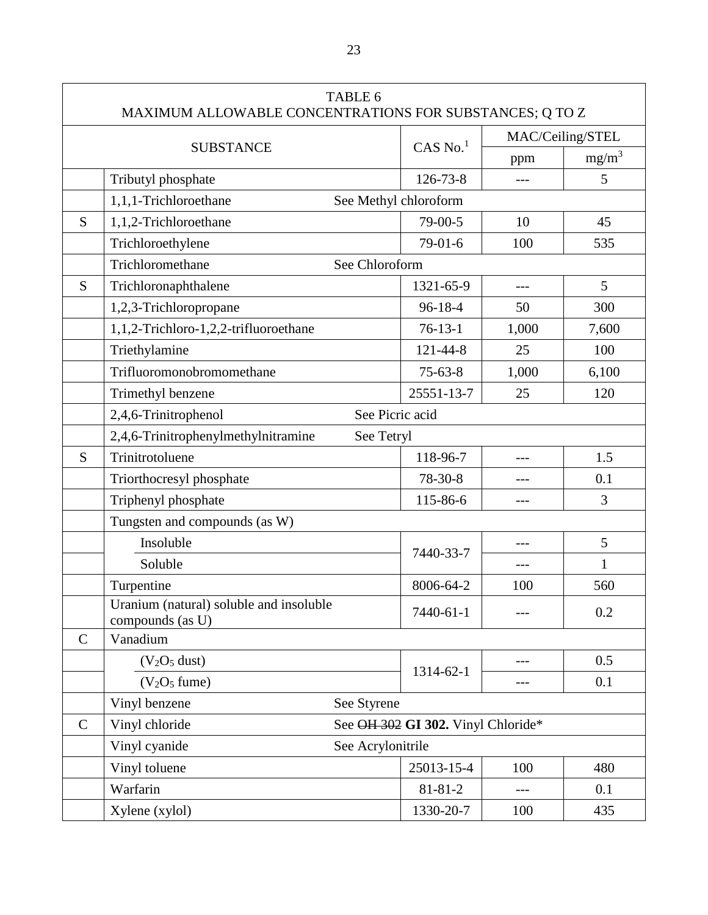| TABLE 6<br>MAXIMUM ALLOWABLE CONCENTRATIONS FOR SUBSTANCES; Q TO Z | | | | |
|---|---|---|---|---|
| SUBSTANCE | | CAS No.[1] | MAC/Ceiling/STEL | |
| | | | ppm | $mg/m^3$ |
| | Tributyl phosphate | 126-73-8 | --- | 5 |
| | 1,1,1-Trichloroethane | See Methyl chloroform | | |
| S | 1,1,2-Trichloroethane | 79-00-5 | 10 | 45 |
| | Trichloroethylene | 79-01-6 | 100 | 535 |
| | Trichloromethane | See Chloroform | | |
| S | Trichloronaphthalene | 1321-65-9 | --- | 5 |
| | 1,2,3-Trichloropropane | 96-18-4 | 50 | 300 |
| | 1,1,2-Trichloro-1,2,2-trifluoroethane | 76-13-1 | 1,000 | 7,600 |
| | Triethylamine | 121-44-8 | 25 | 100 |
| | Trifluoromonobromomethane | 75-63-8 | 1,000 | 6,100 |
| | Trimethyl benzene | 25551-13-7 | 25 | 120 |
| | 2,4,6-Trinitrophenol | See Picric acid | | |
| | 2,4,6-Trinitrophenylmethylnitramine | See Tetryl | | |
| S | Trinitrotoluene | 118-96-7 | --- | 1.5 |
| | Triorthocresyl phosphate | 78-30-8 | --- | 0.1 |
| | Triphenyl phosphate | 115-86-6 | --- | 3 |
| | Tungsten and compounds (as W) | | | |
| | Insoluble | 7440-33-7 | --- | 5 |
| | Soluble | | --- | 1 |
| | Turpentine | 8006-64-2 | 100 | 560 |
| | Uranium (natural) soluble and insoluble compounds (as U) | 7440-61-1 | --- | 0.2 |
| C | Vanadium | | | |
| | ($V_2O_5$ dust) | 1314-62-1 | --- | 0.5 |
| | ($V_2O_5$ fume) | | --- | 0.1 |
| | Vinyl benzene | See Styrene | | |
| C | Vinyl chloride | See ~~OH 302~~ **GI 302.** Vinyl Chloride* | | |
| | Vinyl cyanide | See Acrylonitrile | | |
| | Vinyl toluene | 25013-15-4 | 100 | 480 |
| | Warfarin | 81-81-2 | --- | 0.1 |
| | Xylene (xylol) | 1330-20-7 | 100 | 435 |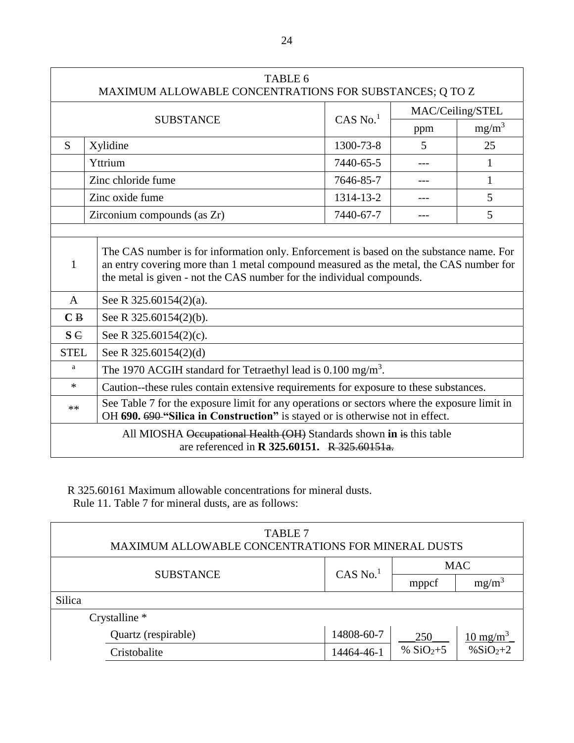| TABLE 6<br>MAXIMUM ALLOWABLE CONCENTRATIONS FOR SUBSTANCES; Q TO Z | | | | |
|---|---|---|---|---|
| SUBSTANCE | | CAS No.[1] | MAC/Ceiling/STEL | |
| | | | ppm | $mg/m^3$ |
| S | Xylidine | 1300-73-8 | 5 | 25 |
| | Yttrium | 7440-65-5 | --- | 1 |
| | Zinc chloride fume | 7646-85-7 | --- | 1 |
| | Zinc oxide fume | 1314-13-2 | --- | 5 |
| | Zirconium compounds (as Zr) | 7440-67-7 | --- | 5 |

| | |
|---|---|
| 1 | The CAS number is for information only. Enforcement is based on the substance name. For an entry covering more than 1 metal compound measured as the metal, the CAS number for the metal is given - not the CAS number for the individual compounds. |
| A | See R 325.60154(2)(a). |
| **C** ~~B~~ | See R 325.60154(2)(b). |
| **S** ~~C~~ | See R 325.60154(2)(c). |
| STEL | See R 325.60154(2)(d) |
| a | The 1970 ACGIH standard for Tetraethyl lead is 0.100 $mg/m^3$. |
| * | Caution--these rules contain extensive requirements for exposure to these substances. |
| ** | See Table 7 for the exposure limit for any operations or sectors where the exposure limit in OH **690.** ~~690~~ **"Silica in Construction"** is stayed or is otherwise not in effect. |

All MIOSHA ~~Occupational Health (OH)~~ Standards shown **in** ~~is~~ this table are referenced in **R 325.60151.** ~~R 325.60151a.~~

R 325.60161 Maximum allowable concentrations for mineral dusts.
Rule 11. Table 7 for mineral dusts, are as follows:

| TABLE 7<br>MAXIMUM ALLOWABLE CONCENTRATIONS FOR MINERAL DUSTS | | | |
|---|---|---|---|
| SUBSTANCE | CAS No.[1] | MAC | |
| | | mppcf | $mg/m^3$ |
| Silica | | | |
| Crystalline * | | | |
| Quartz (respirable) | 14808-60-7 | $\frac{250}{\% SiO_2+5}$ | $\frac{10 mg/m^3}{\% SiO_2+2}$ |
| Cristobalite | 14464-46-1 | | |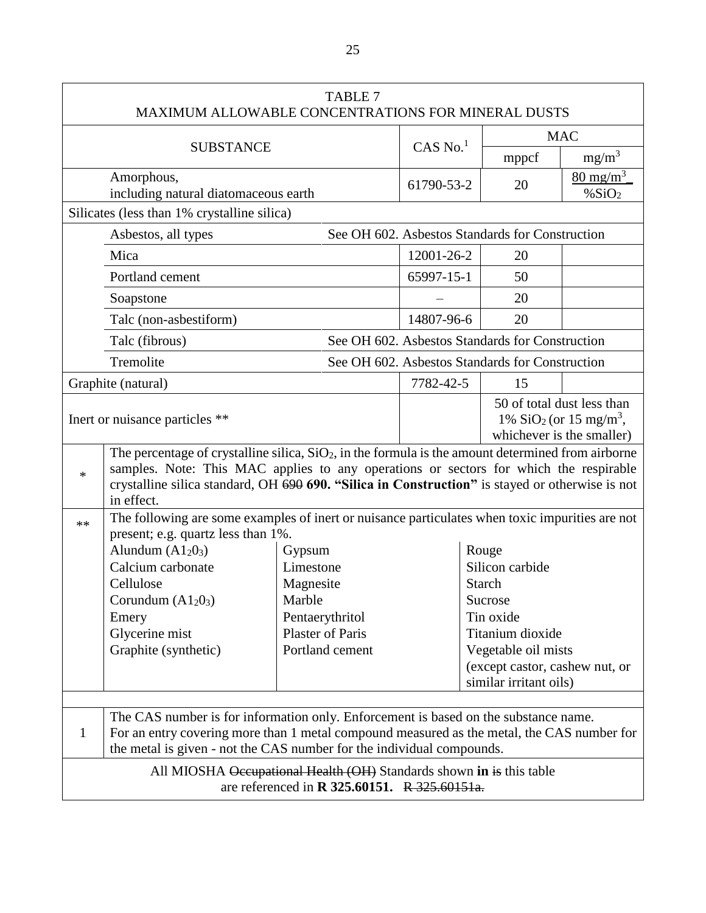| TABLE 7<br>MAXIMUM ALLOWABLE CONCENTRATIONS FOR MINERAL DUSTS | | | | |
|---|---|---|---|---|
| SUBSTANCE | | CAS No.[1] | MAC | |
| | | | mppcf | $mg/m^3$ |
| | Amorphous,<br>including natural diatomaceous earth | 61790-53-2 | 20 | $80\ mg/m^3$ / $\%SiO_2$ |
| Silicates (less than 1% crystalline silica) | | | | |
| | Asbestos, all types | See OH 602. Asbestos Standards for Construction | | |
| | Mica | 12001-26-2 | 20 | |
| | Portland cement | 65997-15-1 | 50 | |
| | Soapstone | – | 20 | |
| | Talc (non-asbestiform) | 14807-96-6 | 20 | |
| | Talc (fibrous) | See OH 602. Asbestos Standards for Construction | | |
| | Tremolite | See OH 602. Asbestos Standards for Construction | | |
| Graphite (natural) | | 7782-42-5 | 15 | |
| Inert or nuisance particles ** | | | 50 of total dust less than 1% $SiO_2$ (or 15 $mg/m^3$, whichever is the smaller) | |

\* The percentage of crystalline silica, $SiO_2$, in the formula is the amount determined from airborne samples. Note: This MAC applies to any operations or sectors for which the respirable crystalline silica standard, OH ~~690~~ **690. "Silica in Construction"** is stayed or otherwise is not in effect.

** The following are some examples of inert or nuisance particulates when toxic impurities are not present; e.g. quartz less than 1%.

| | | |
|---|---|---|
| Alundum ($A1_20_3$) | Gypsum | Rouge |
| Calcium carbonate | Limestone | Silicon carbide |
| Cellulose | Magnesite | Starch |
| Corundum ($A1_20_3$) | Marble | Sucrose |
| Emery | Pentaerythritol | Tin oxide |
| Glycerine mist | Plaster of Paris | Titanium dioxide |
| Graphite (synthetic) | Portland cement | Vegetable oil mists (except castor, cashew nut, or similar irritant oils) |

1 The CAS number is for information only. Enforcement is based on the substance name. For an entry covering more than 1 metal compound measured as the metal, the CAS number for the metal is given - not the CAS number for the individual compounds.

All MIOSHA ~~Occupational Health (OH)~~ Standards shown **in** ~~is~~ this table are referenced in **R 325.60151.** ~~R 325.60151a.~~